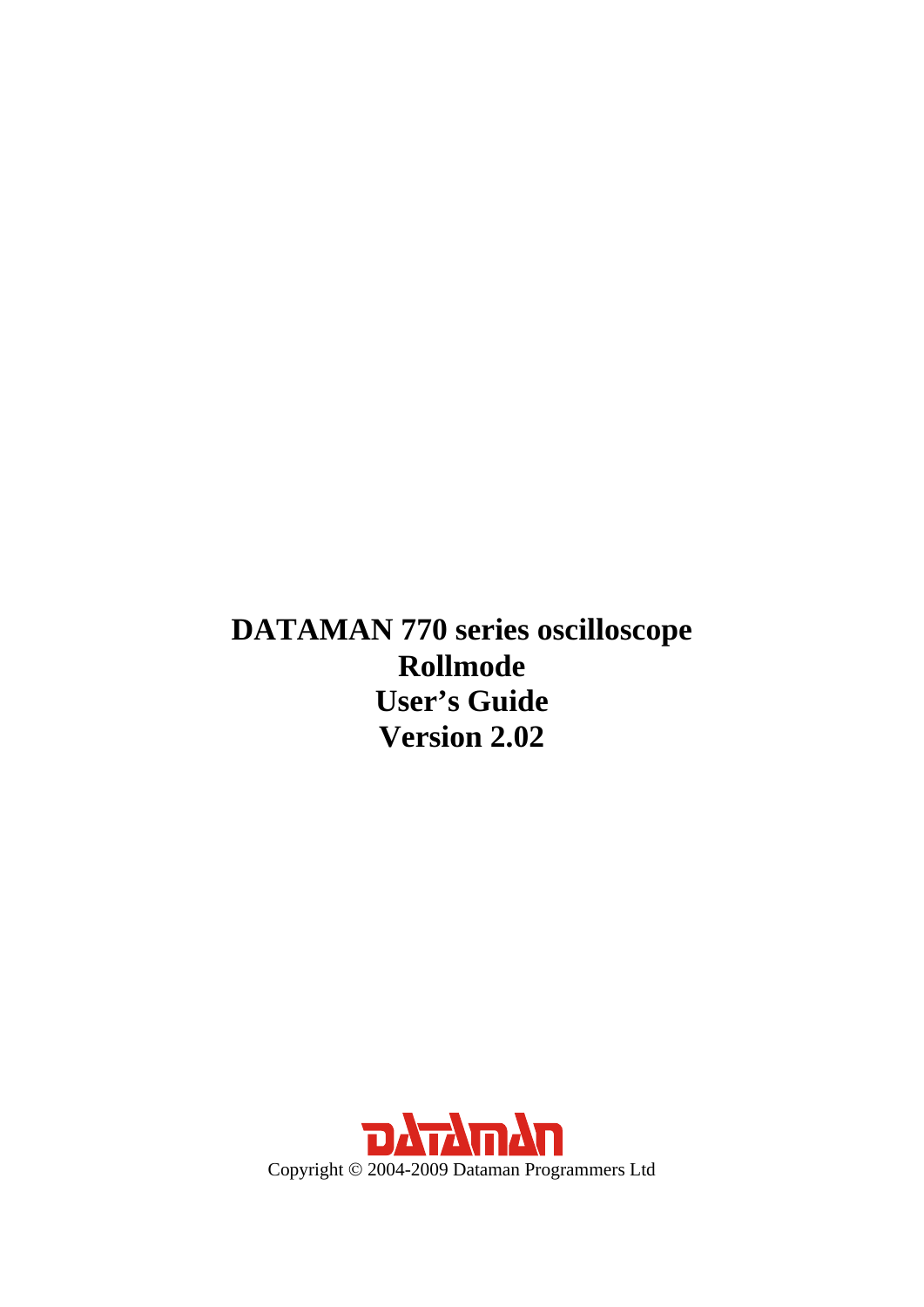# DATAMAN 770 series oscilloscope
# Rollmode
# User's Guide
# Version 2.02

DATAMAN

Copyright © 2004-2009 Dataman Programmers Ltd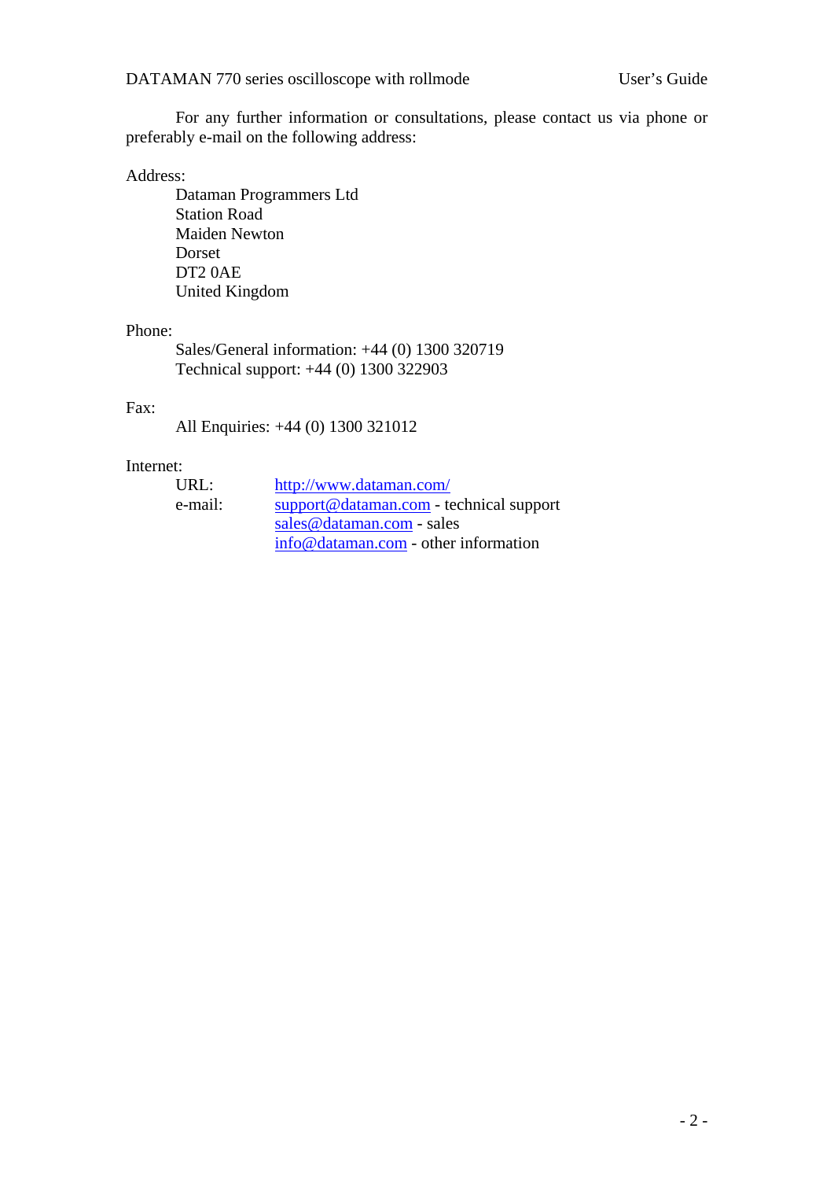For any further information or consultations, please contact us via phone or preferably e-mail on the following address:

Address:

Dataman Programmers Ltd
Station Road
Maiden Newton
Dorset
DT2 0AE
United Kingdom

Phone:

Sales/General information: +44 (0) 1300 320719
Technical support: +44 (0) 1300 322903

Fax:

All Enquiries: +44 (0) 1300 321012

Internet:

URL: http://www.dataman.com/
e-mail: support@dataman.com - technical support
sales@dataman.com - sales
info@dataman.com - other information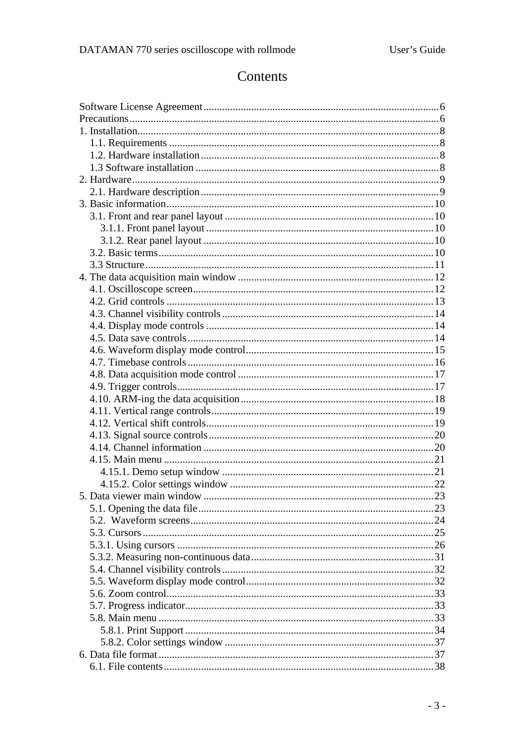# Contents

Software License Agreement ........................................................ 6
Precautions ........................................................ 6
1. Installation ........................................................ 8
   1.1. Requirements ........................................................ 8
   1.2. Hardware installation ........................................................ 8
   1.3 Software installation ........................................................ 8
2. Hardware ........................................................ 9
   2.1. Hardware description ........................................................ 9
3. Basic information ........................................................ 10
   3.1. Front and rear panel layout ........................................................ 10
      3.1.1. Front panel layout ........................................................ 10
      3.1.2. Rear panel layout ........................................................ 10
   3.2. Basic terms ........................................................ 10
   3.3 Structure ........................................................ 11
4. The data acquisition main window ........................................................ 12
   4.1. Oscilloscope screen ........................................................ 12
   4.2. Grid controls ........................................................ 13
   4.3. Channel visibility controls ........................................................ 14
   4.4. Display mode controls ........................................................ 14
   4.5. Data save controls ........................................................ 14
   4.6. Waveform display mode control ........................................................ 15
   4.7. Timebase controls ........................................................ 16
   4.8. Data acquisition mode control ........................................................ 17
   4.9. Trigger controls ........................................................ 17
   4.10. ARM-ing the data acquisition ........................................................ 18
   4.11. Vertical range controls ........................................................ 19
   4.12. Vertical shift controls ........................................................ 19
   4.13. Signal source controls ........................................................ 20
   4.14. Channel information ........................................................ 20
   4.15. Main menu ........................................................ 21
      4.15.1. Demo setup window ........................................................ 21
      4.15.2. Color settings window ........................................................ 22
5. Data viewer main window ........................................................ 23
   5.1. Opening the data file ........................................................ 23
   5.2.  Waveform screens ........................................................ 24
   5.3. Cursors ........................................................ 25
   5.3.1. Using cursors ........................................................ 26
   5.3.2. Measuring non-continuous data ........................................................ 31
   5.4. Channel visibility controls ........................................................ 32
   5.5. Waveform display mode control ........................................................ 32
   5.6. Zoom control ........................................................ 33
   5.7. Progress indicator ........................................................ 33
   5.8. Main menu ........................................................ 33
      5.8.1. Print Support ........................................................ 34
      5.8.2. Color settings window ........................................................ 37
6. Data file format ........................................................ 37
   6.1. File contents ........................................................ 38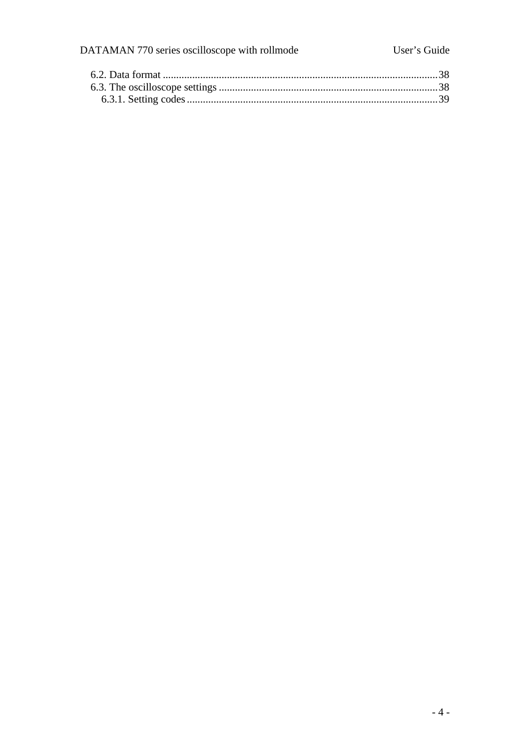6.2. Data format ........................................................................................................38
6.3. The oscilloscope settings ..................................................................................38
   6.3.1. Setting codes ..............................................................................................39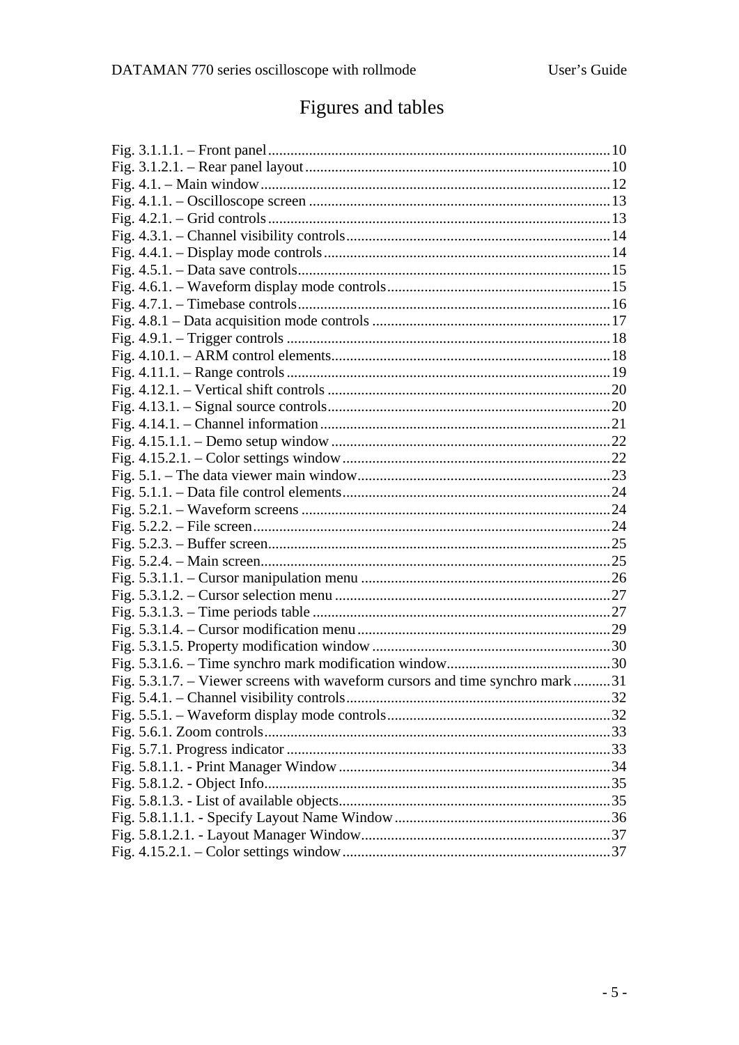# Figures and tables

Fig. 3.1.1.1. – Front panel ........ 10
Fig. 3.1.2.1. – Rear panel layout ........ 10
Fig. 4.1. – Main window ........ 12
Fig. 4.1.1. – Oscilloscope screen ........ 13
Fig. 4.2.1. – Grid controls ........ 13
Fig. 4.3.1. – Channel visibility controls ........ 14
Fig. 4.4.1. – Display mode controls ........ 14
Fig. 4.5.1. – Data save controls ........ 15
Fig. 4.6.1. – Waveform display mode controls ........ 15
Fig. 4.7.1. – Timebase controls ........ 16
Fig. 4.8.1 – Data acquisition mode controls ........ 17
Fig. 4.9.1. – Trigger controls ........ 18
Fig. 4.10.1. – ARM control elements ........ 18
Fig. 4.11.1. – Range controls ........ 19
Fig. 4.12.1. – Vertical shift controls ........ 20
Fig. 4.13.1. – Signal source controls ........ 20
Fig. 4.14.1. – Channel information ........ 21
Fig. 4.15.1.1. – Demo setup window ........ 22
Fig. 4.15.2.1. – Color settings window ........ 22
Fig. 5.1. – The data viewer main window ........ 23
Fig. 5.1.1. – Data file control elements ........ 24
Fig. 5.2.1. – Waveform screens ........ 24
Fig. 5.2.2. – File screen ........ 24
Fig. 5.2.3. – Buffer screen ........ 25
Fig. 5.2.4. – Main screen ........ 25
Fig. 5.3.1.1. – Cursor manipulation menu ........ 26
Fig. 5.3.1.2. – Cursor selection menu ........ 27
Fig. 5.3.1.3. – Time periods table ........ 27
Fig. 5.3.1.4. – Cursor modification menu ........ 29
Fig. 5.3.1.5. Property modification window ........ 30
Fig. 5.3.1.6. – Time synchro mark modification window ........ 30
Fig. 5.3.1.7. – Viewer screens with waveform cursors and time synchro mark ........ 31
Fig. 5.4.1. – Channel visibility controls ........ 32
Fig. 5.5.1. – Waveform display mode controls ........ 32
Fig. 5.6.1. Zoom controls ........ 33
Fig. 5.7.1. Progress indicator ........ 33
Fig. 5.8.1.1. - Print Manager Window ........ 34
Fig. 5.8.1.2. - Object Info ........ 35
Fig. 5.8.1.3. - List of available objects ........ 35
Fig. 5.8.1.1.1. - Specify Layout Name Window ........ 36
Fig. 5.8.1.2.1. - Layout Manager Window ........ 37
Fig. 4.15.2.1. – Color settings window ........ 37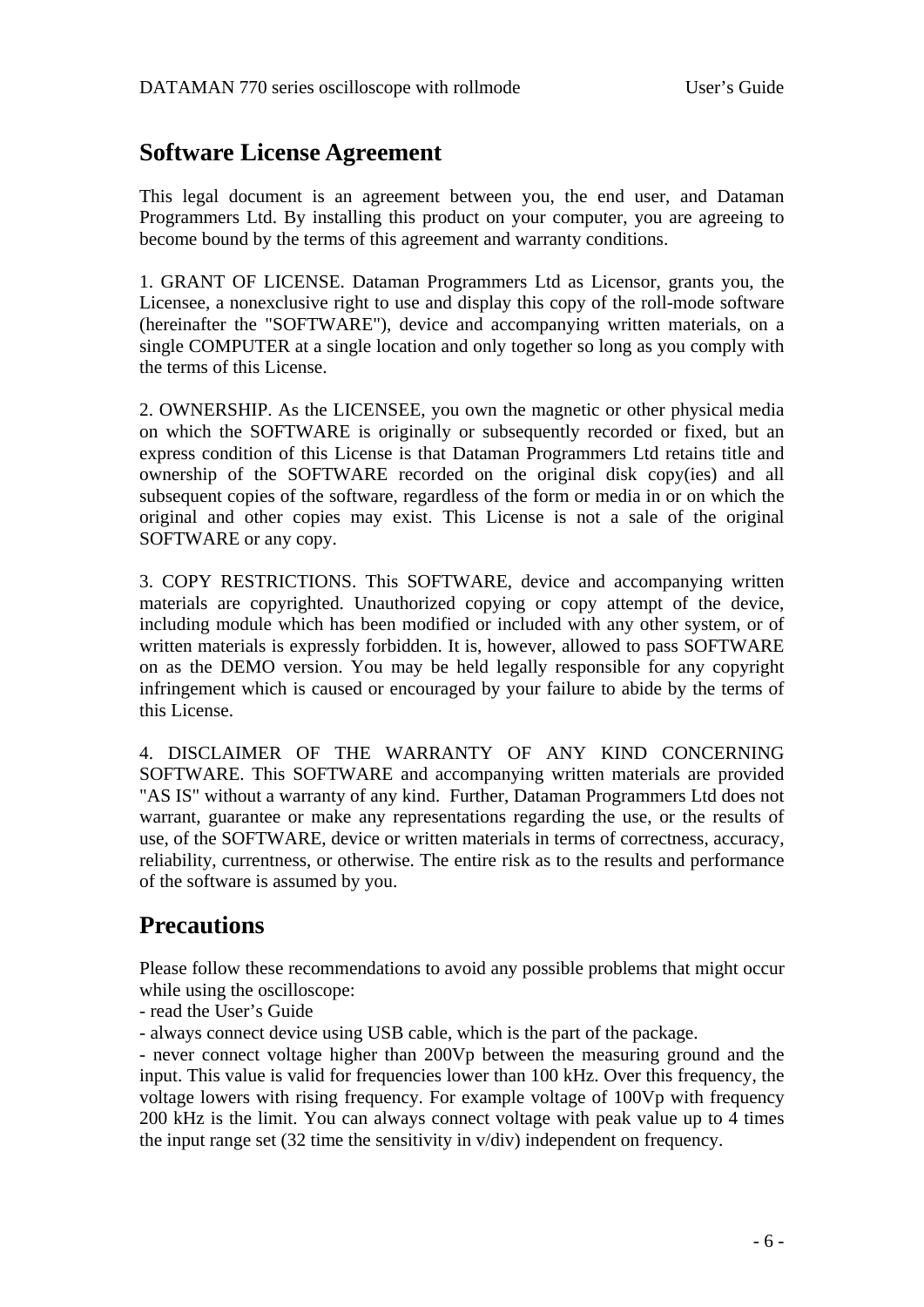## Software License Agreement

This legal document is an agreement between you, the end user, and Dataman Programmers Ltd. By installing this product on your computer, you are agreeing to become bound by the terms of this agreement and warranty conditions.

1. GRANT OF LICENSE. Dataman Programmers Ltd as Licensor, grants you, the Licensee, a nonexclusive right to use and display this copy of the roll-mode software (hereinafter the "SOFTWARE"), device and accompanying written materials, on a single COMPUTER at a single location and only together so long as you comply with the terms of this License.

2. OWNERSHIP. As the LICENSEE, you own the magnetic or other physical media on which the SOFTWARE is originally or subsequently recorded or fixed, but an express condition of this License is that Dataman Programmers Ltd retains title and ownership of the SOFTWARE recorded on the original disk copy(ies) and all subsequent copies of the software, regardless of the form or media in or on which the original and other copies may exist. This License is not a sale of the original SOFTWARE or any copy.

3. COPY RESTRICTIONS. This SOFTWARE, device and accompanying written materials are copyrighted. Unauthorized copying or copy attempt of the device, including module which has been modified or included with any other system, or of written materials is expressly forbidden. It is, however, allowed to pass SOFTWARE on as the DEMO version. You may be held legally responsible for any copyright infringement which is caused or encouraged by your failure to abide by the terms of this License.

4. DISCLAIMER OF THE WARRANTY OF ANY KIND CONCERNING SOFTWARE. This SOFTWARE and accompanying written materials are provided "AS IS" without a warranty of any kind. Further, Dataman Programmers Ltd does not warrant, guarantee or make any representations regarding the use, or the results of use, of the SOFTWARE, device or written materials in terms of correctness, accuracy, reliability, currentness, or otherwise. The entire risk as to the results and performance of the software is assumed by you.

## Precautions

Please follow these recommendations to avoid any possible problems that might occur while using the oscilloscope:
- read the User's Guide
- always connect device using USB cable, which is the part of the package.
- never connect voltage higher than 200Vp between the measuring ground and the input. This value is valid for frequencies lower than 100 kHz. Over this frequency, the voltage lowers with rising frequency. For example voltage of 100Vp with frequency 200 kHz is the limit. You can always connect voltage with peak value up to 4 times the input range set (32 time the sensitivity in v/div) independent on frequency.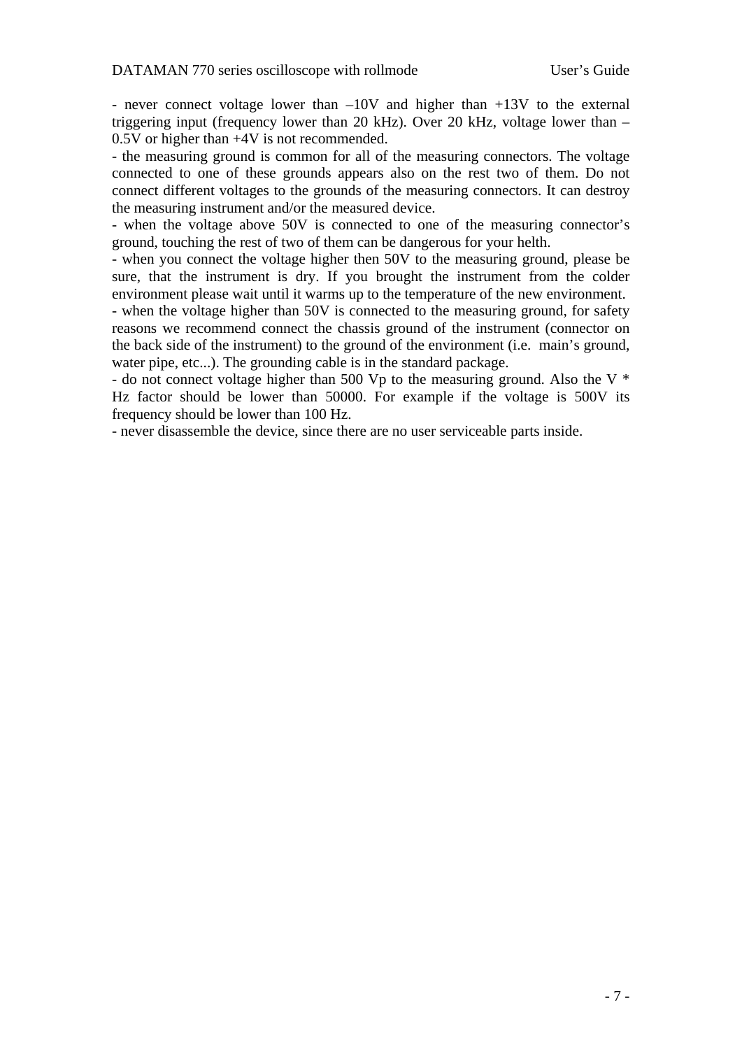- never connect voltage lower than –10V and higher than +13V to the external triggering input (frequency lower than 20 kHz). Over 20 kHz, voltage lower than –0.5V or higher than +4V is not recommended.
- the measuring ground is common for all of the measuring connectors. The voltage connected to one of these grounds appears also on the rest two of them. Do not connect different voltages to the grounds of the measuring connectors. It can destroy the measuring instrument and/or the measured device.
- when the voltage above 50V is connected to one of the measuring connector's ground, touching the rest of two of them can be dangerous for your helth.
- when you connect the voltage higher then 50V to the measuring ground, please be sure, that the instrument is dry. If you brought the instrument from the colder environment please wait until it warms up to the temperature of the new environment.
- when the voltage higher than 50V is connected to the measuring ground, for safety reasons we recommend connect the chassis ground of the instrument (connector on the back side of the instrument) to the ground of the environment (i.e. main's ground, water pipe, etc...). The grounding cable is in the standard package.
- do not connect voltage higher than 500 Vp to the measuring ground. Also the V * Hz factor should be lower than 50000. For example if the voltage is 500V its frequency should be lower than 100 Hz.
- never disassemble the device, since there are no user serviceable parts inside.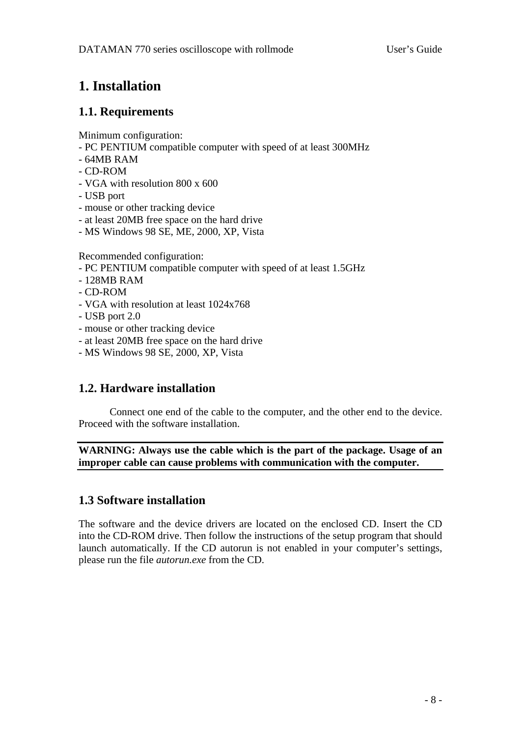# 1. Installation

## 1.1. Requirements

Minimum configuration:
- PC PENTIUM compatible computer with speed of at least 300MHz
- 64MB RAM
- CD-ROM
- VGA with resolution 800 x 600
- USB port
- mouse or other tracking device
- at least 20MB free space on the hard drive
- MS Windows 98 SE, ME, 2000, XP, Vista

Recommended configuration:
- PC PENTIUM compatible computer with speed of at least 1.5GHz
- 128MB RAM
- CD-ROM
- VGA with resolution at least 1024x768
- USB port 2.0
- mouse or other tracking device
- at least 20MB free space on the hard drive
- MS Windows 98 SE, 2000, XP, Vista

## 1.2. Hardware installation

Connect one end of the cable to the computer, and the other end to the device. Proceed with the software installation.

**WARNING: Always use the cable which is the part of the package. Usage of an improper cable can cause problems with communication with the computer.**

## 1.3 Software installation

The software and the device drivers are located on the enclosed CD. Insert the CD into the CD-ROM drive. Then follow the instructions of the setup program that should launch automatically. If the CD autorun is not enabled in your computer's settings, please run the file *autorun.exe* from the CD.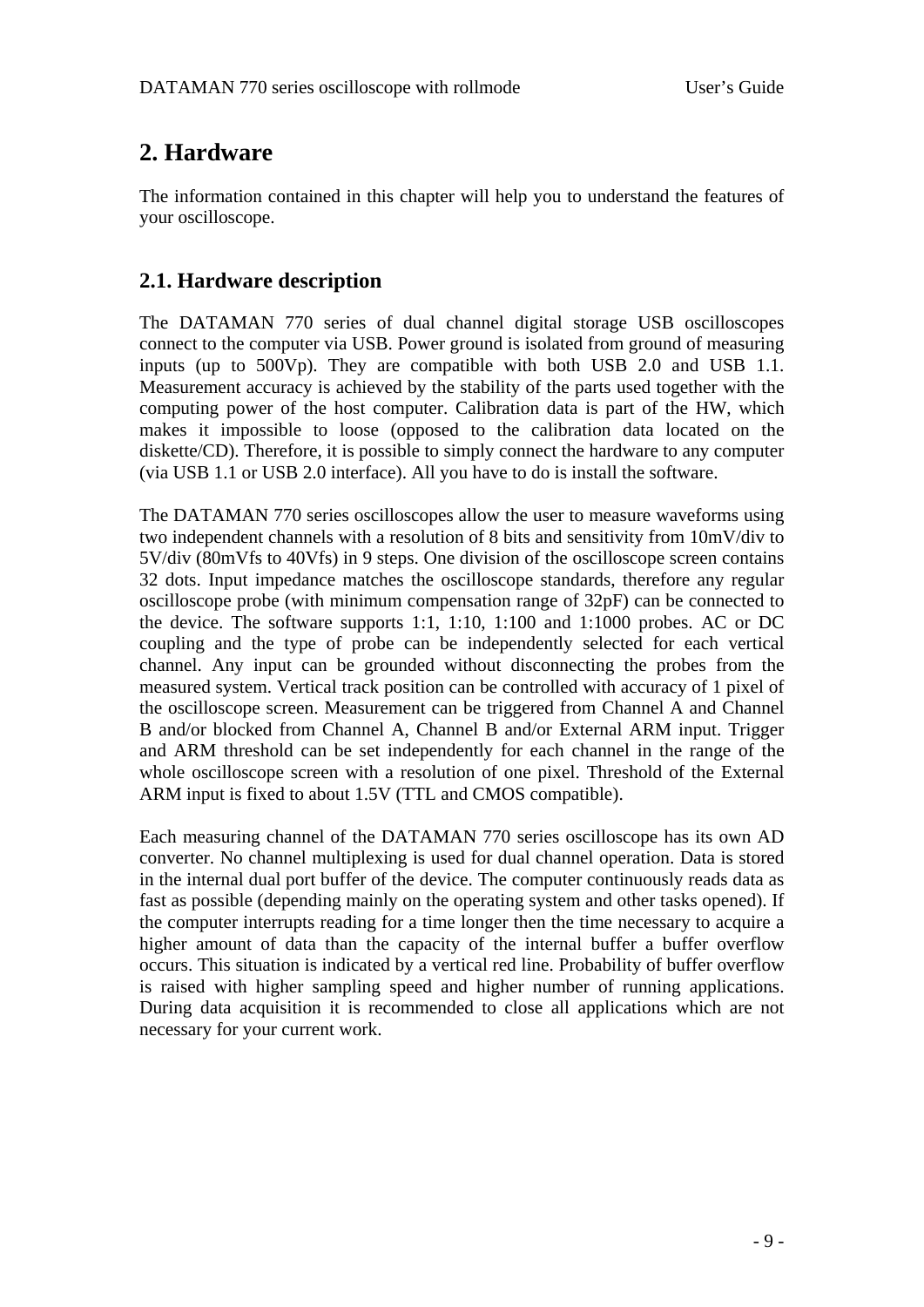# 2. Hardware

The information contained in this chapter will help you to understand the features of your oscilloscope.

## 2.1. Hardware description

The DATAMAN 770 series of dual channel digital storage USB oscilloscopes connect to the computer via USB. Power ground is isolated from ground of measuring inputs (up to 500Vp). They are compatible with both USB 2.0 and USB 1.1. Measurement accuracy is achieved by the stability of the parts used together with the computing power of the host computer. Calibration data is part of the HW, which makes it impossible to loose (opposed to the calibration data located on the diskette/CD). Therefore, it is possible to simply connect the hardware to any computer (via USB 1.1 or USB 2.0 interface). All you have to do is install the software.

The DATAMAN 770 series oscilloscopes allow the user to measure waveforms using two independent channels with a resolution of 8 bits and sensitivity from 10mV/div to 5V/div (80mVfs to 40Vfs) in 9 steps. One division of the oscilloscope screen contains 32 dots. Input impedance matches the oscilloscope standards, therefore any regular oscilloscope probe (with minimum compensation range of 32pF) can be connected to the device. The software supports 1:1, 1:10, 1:100 and 1:1000 probes. AC or DC coupling and the type of probe can be independently selected for each vertical channel. Any input can be grounded without disconnecting the probes from the measured system. Vertical track position can be controlled with accuracy of 1 pixel of the oscilloscope screen. Measurement can be triggered from Channel A and Channel B and/or blocked from Channel A, Channel B and/or External ARM input. Trigger and ARM threshold can be set independently for each channel in the range of the whole oscilloscope screen with a resolution of one pixel. Threshold of the External ARM input is fixed to about 1.5V (TTL and CMOS compatible).

Each measuring channel of the DATAMAN 770 series oscilloscope has its own AD converter. No channel multiplexing is used for dual channel operation. Data is stored in the internal dual port buffer of the device. The computer continuously reads data as fast as possible (depending mainly on the operating system and other tasks opened). If the computer interrupts reading for a time longer then the time necessary to acquire a higher amount of data than the capacity of the internal buffer a buffer overflow occurs. This situation is indicated by a vertical red line. Probability of buffer overflow is raised with higher sampling speed and higher number of running applications. During data acquisition it is recommended to close all applications which are not necessary for your current work.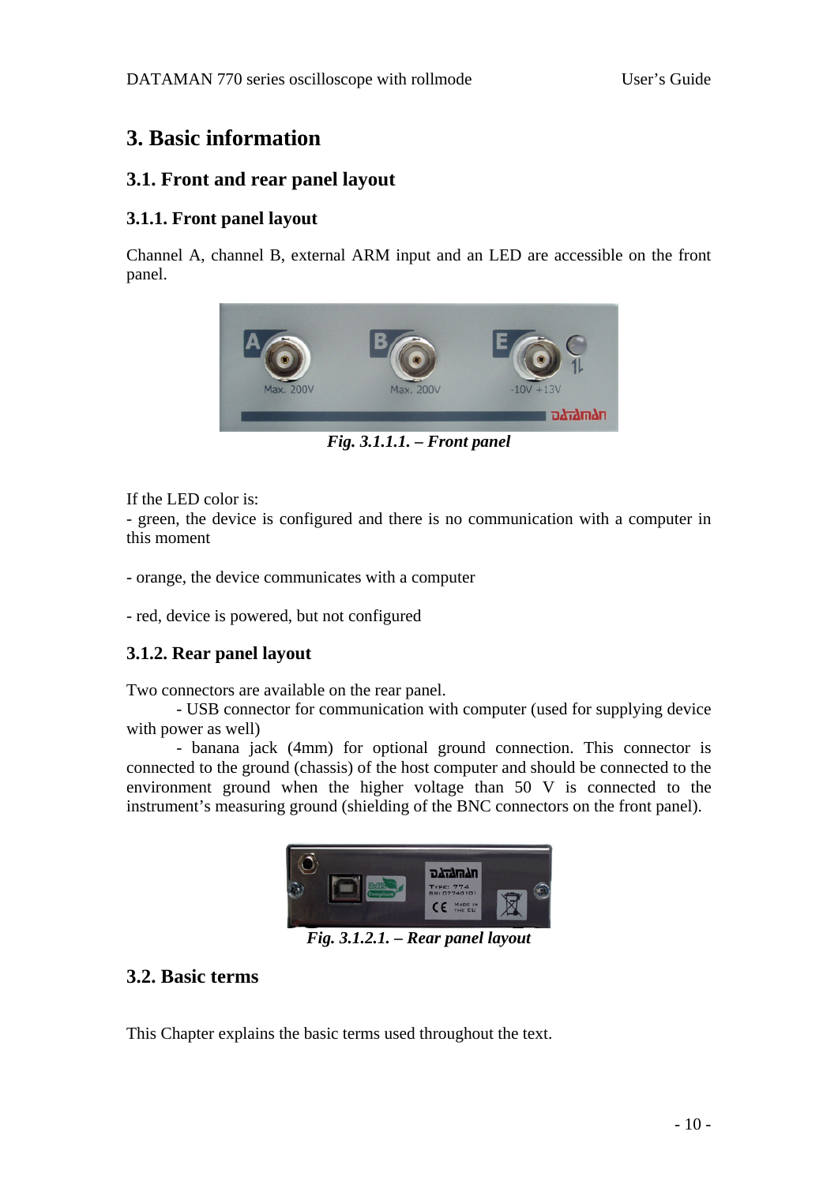# 3. Basic information

## 3.1. Front and rear panel layout

### 3.1.1. Front panel layout

Channel A, channel B, external ARM input and an LED are accessible on the front panel.

*Fig. 3.1.1.1. – Front panel*

If the LED color is:
- green, the device is configured and there is no communication with a computer in this moment

- orange, the device communicates with a computer

- red, device is powered, but not configured

### 3.1.2. Rear panel layout

Two connectors are available on the rear panel.

- USB connector for communication with computer (used for supplying device with power as well)
- banana jack (4mm) for optional ground connection. This connector is connected to the ground (chassis) of the host computer and should be connected to the environment ground when the higher voltage than 50 V is connected to the instrument's measuring ground (shielding of the BNC connectors on the front panel).

*Fig. 3.1.2.1. – Rear panel layout*

## 3.2. Basic terms

This Chapter explains the basic terms used throughout the text.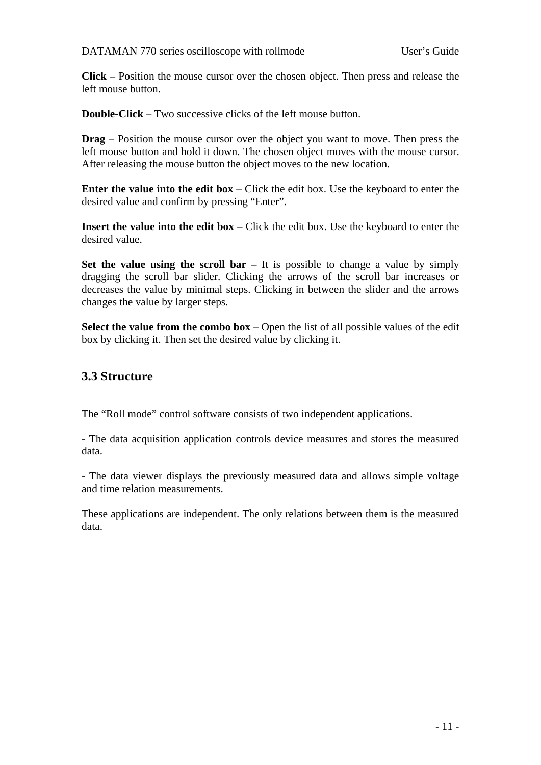**Click** – Position the mouse cursor over the chosen object. Then press and release the left mouse button.

**Double-Click** – Two successive clicks of the left mouse button.

**Drag** – Position the mouse cursor over the object you want to move. Then press the left mouse button and hold it down. The chosen object moves with the mouse cursor. After releasing the mouse button the object moves to the new location.

**Enter the value into the edit box** – Click the edit box. Use the keyboard to enter the desired value and confirm by pressing “Enter”.

**Insert the value into the edit box** – Click the edit box. Use the keyboard to enter the desired value.

**Set the value using the scroll bar** – It is possible to change a value by simply dragging the scroll bar slider. Clicking the arrows of the scroll bar increases or decreases the value by minimal steps. Clicking in between the slider and the arrows changes the value by larger steps.

**Select the value from the combo box** – Open the list of all possible values of the edit box by clicking it. Then set the desired value by clicking it.

## 3.3 Structure

The “Roll mode” control software consists of two independent applications.

- The data acquisition application controls device measures and stores the measured data.

- The data viewer displays the previously measured data and allows simple voltage and time relation measurements.

These applications are independent. The only relations between them is the measured data.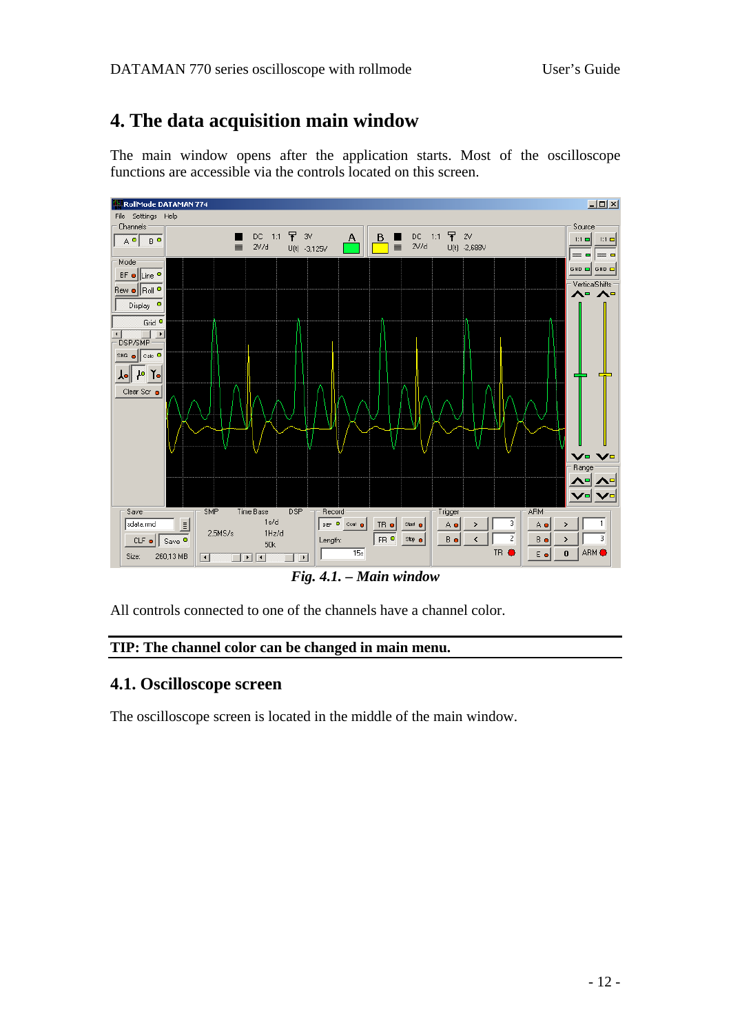# 4. The data acquisition main window

The main window opens after the application starts. Most of the oscilloscope functions are accessible via the controls located on this screen.

*Fig. 4.1. – Main window*

All controls connected to one of the channels have a channel color.

**TIP: The channel color can be changed in main menu.**

## 4.1. Oscilloscope screen

The oscilloscope screen is located in the middle of the main window.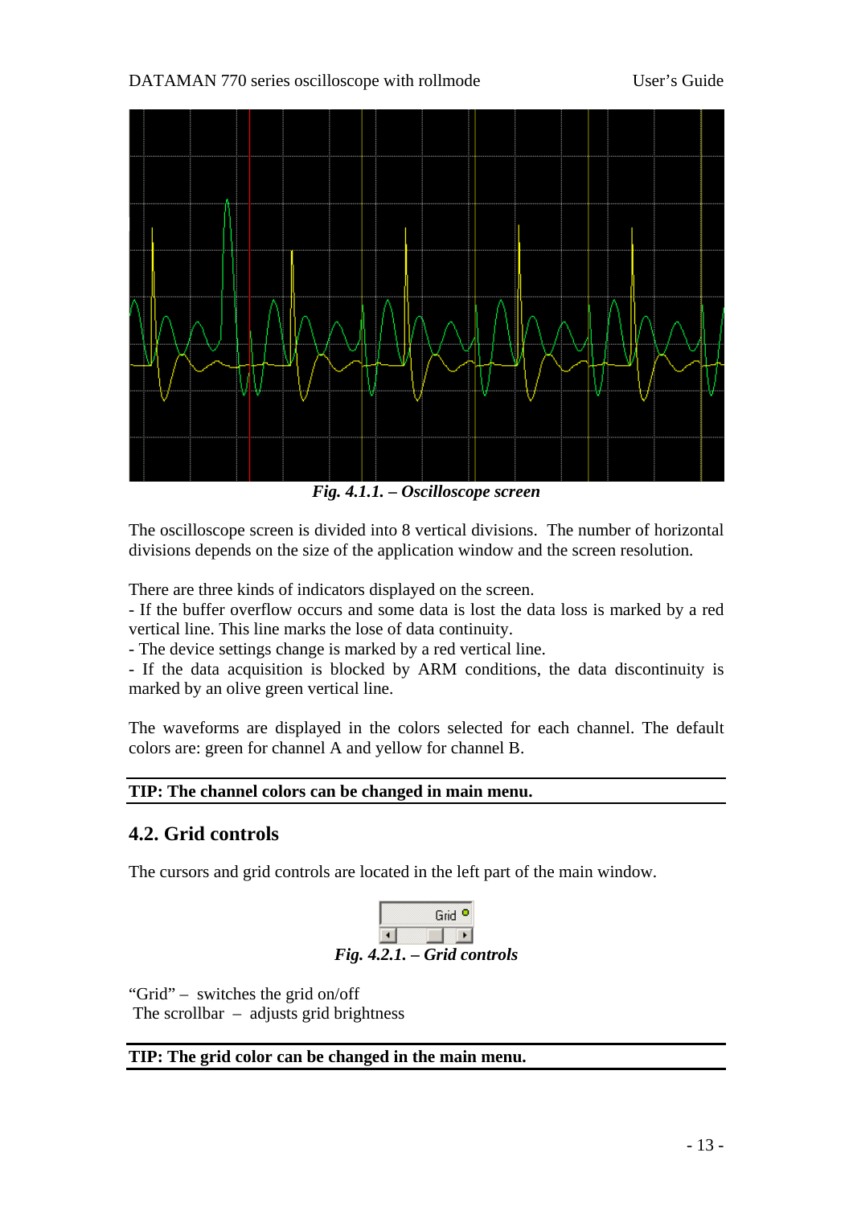*Fig. 4.1.1. – Oscilloscope screen*

The oscilloscope screen is divided into 8 vertical divisions. The number of horizontal divisions depends on the size of the application window and the screen resolution.

There are three kinds of indicators displayed on the screen.
- If the buffer overflow occurs and some data is lost the data loss is marked by a red vertical line. This line marks the lose of data continuity.
- The device settings change is marked by a red vertical line.
- If the data acquisition is blocked by ARM conditions, the data discontinuity is marked by an olive green vertical line.

The waveforms are displayed in the colors selected for each channel. The default colors are: green for channel A and yellow for channel B.

**TIP: The channel colors can be changed in main menu.**

## 4.2. Grid controls

The cursors and grid controls are located in the left part of the main window.

*Fig. 4.2.1. – Grid controls*

"Grid" – switches the grid on/off
The scrollbar – adjusts grid brightness

**TIP: The grid color can be changed in the main menu.**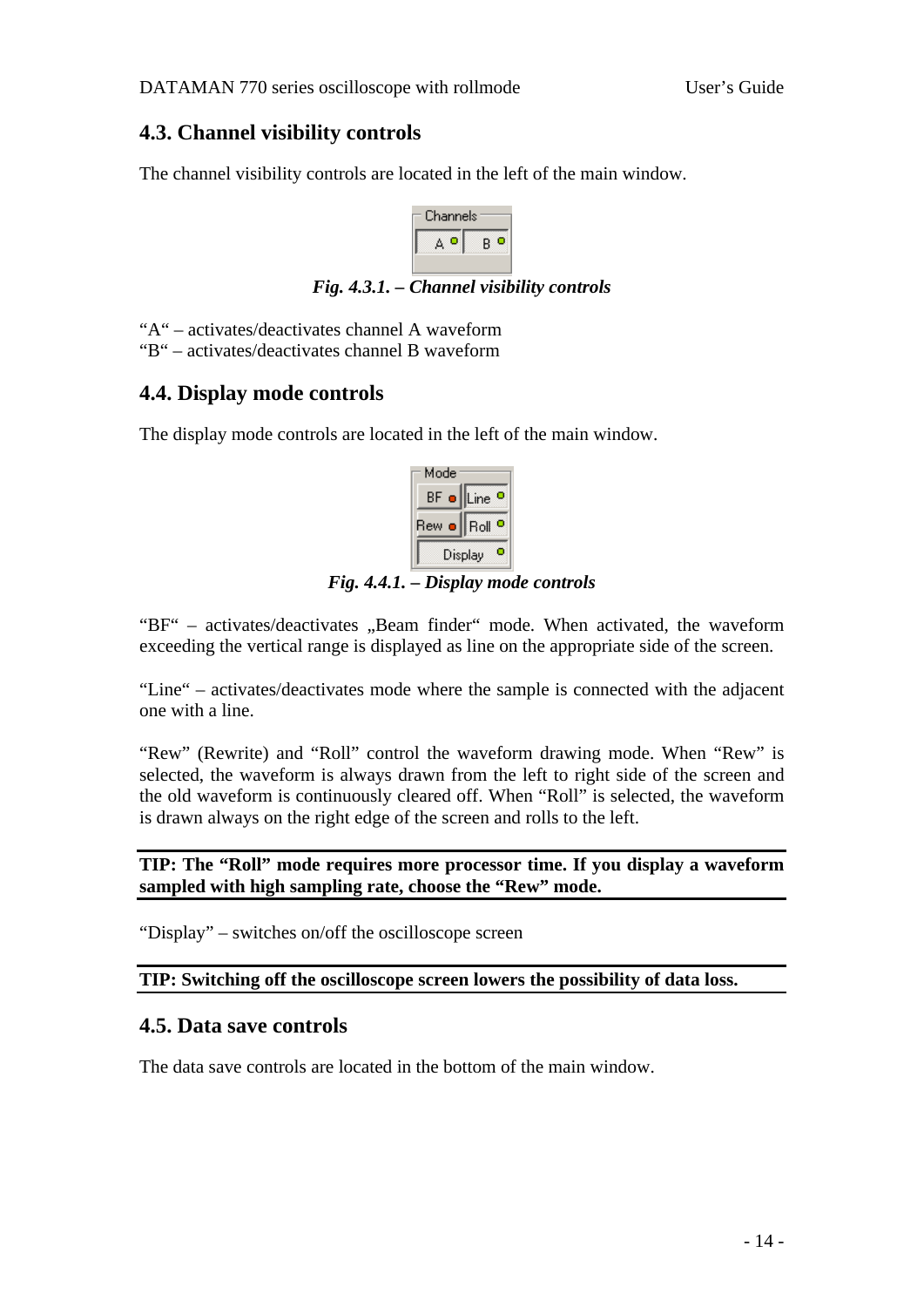## 4.3. Channel visibility controls

The channel visibility controls are located in the left of the main window.

*Fig. 4.3.1. – Channel visibility controls*

"A" – activates/deactivates channel A waveform
"B" – activates/deactivates channel B waveform

## 4.4. Display mode controls

The display mode controls are located in the left of the main window.

*Fig. 4.4.1. – Display mode controls*

"BF" – activates/deactivates „Beam finder" mode. When activated, the waveform exceeding the vertical range is displayed as line on the appropriate side of the screen.

"Line" – activates/deactivates mode where the sample is connected with the adjacent one with a line.

"Rew" (Rewrite) and "Roll" control the waveform drawing mode. When "Rew" is selected, the waveform is always drawn from the left to right side of the screen and the old waveform is continuously cleared off. When "Roll" is selected, the waveform is drawn always on the right edge of the screen and rolls to the left.

**TIP: The "Roll" mode requires more processor time. If you display a waveform sampled with high sampling rate, choose the "Rew" mode.**

"Display" – switches on/off the oscilloscope screen

**TIP: Switching off the oscilloscope screen lowers the possibility of data loss.**

## 4.5. Data save controls

The data save controls are located in the bottom of the main window.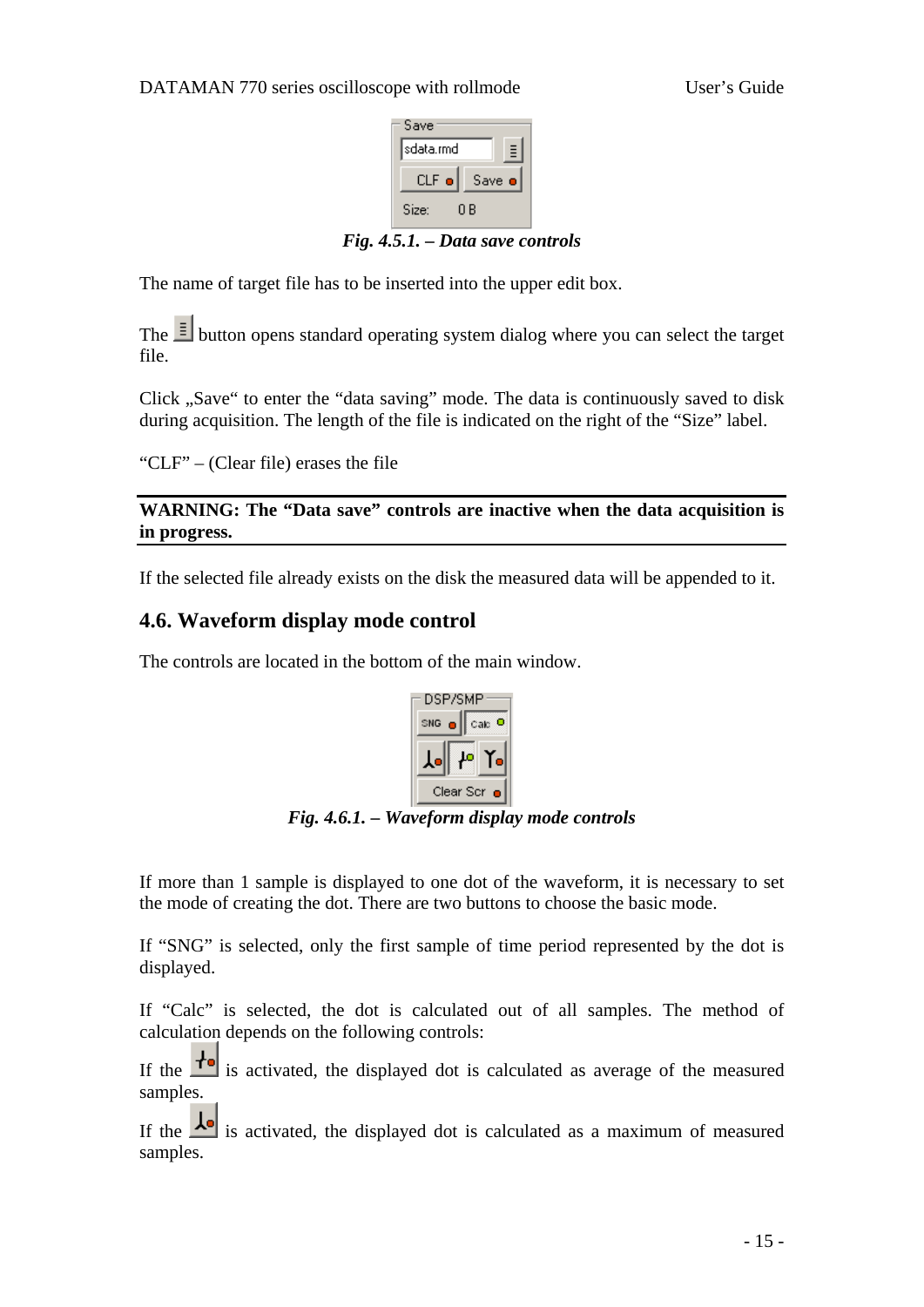*Fig. 4.5.1. – Data save controls*

The name of target file has to be inserted into the upper edit box.

The button opens standard operating system dialog where you can select the target file.

Click „Save" to enter the "data saving" mode. The data is continuously saved to disk during acquisition. The length of the file is indicated on the right of the "Size" label.

"CLF" – (Clear file) erases the file

**WARNING: The "Data save" controls are inactive when the data acquisition is in progress.**

If the selected file already exists on the disk the measured data will be appended to it.

## 4.6. Waveform display mode control

The controls are located in the bottom of the main window.

*Fig. 4.6.1. – Waveform display mode controls*

If more than 1 sample is displayed to one dot of the waveform, it is necessary to set the mode of creating the dot. There are two buttons to choose the basic mode.

If "SNG" is selected, only the first sample of time period represented by the dot is displayed.

If "Calc" is selected, the dot is calculated out of all samples. The method of calculation depends on the following controls:

If the is activated, the displayed dot is calculated as average of the measured samples.

If the is activated, the displayed dot is calculated as a maximum of measured samples.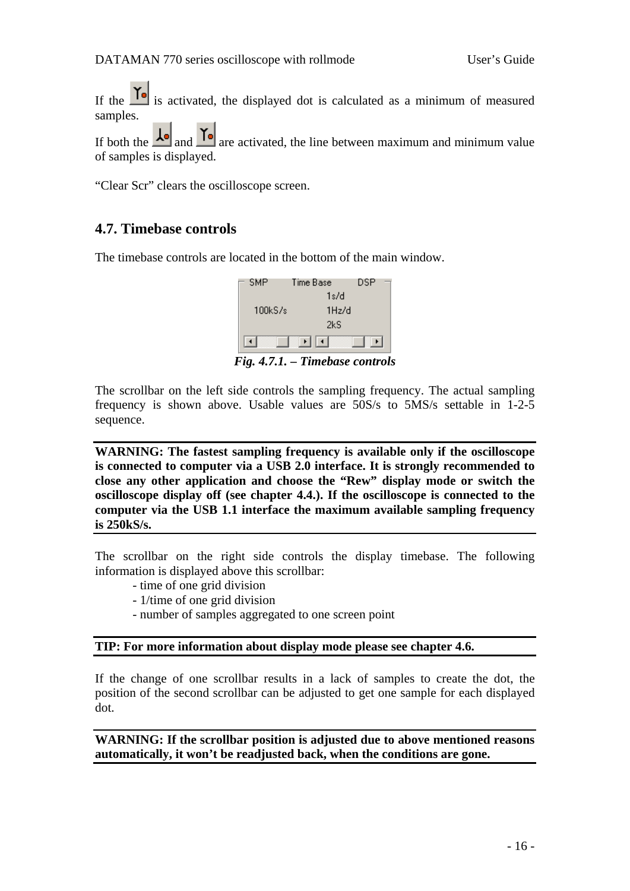If the  is activated, the displayed dot is calculated as a minimum of measured samples.

If both the  and  are activated, the line between maximum and minimum value of samples is displayed.

“Clear Scr” clears the oscilloscope screen.

## 4.7. Timebase controls

The timebase controls are located in the bottom of the main window.

*Fig. 4.7.1. – Timebase controls*

The scrollbar on the left side controls the sampling frequency. The actual sampling frequency is shown above. Usable values are 50S/s to 5MS/s settable in 1-2-5 sequence.

**WARNING: The fastest sampling frequency is available only if the oscilloscope is connected to computer via a USB 2.0 interface. It is strongly recommended to close any other application and choose the “Rew” display mode or switch the oscilloscope display off (see chapter 4.4.). If the oscilloscope is connected to the computer via the USB 1.1 interface the maximum available sampling frequency is 250kS/s.**

The scrollbar on the right side controls the display timebase. The following information is displayed above this scrollbar:

- time of one grid division
- 1/time of one grid division
- number of samples aggregated to one screen point

**TIP: For more information about display mode please see chapter 4.6.**

If the change of one scrollbar results in a lack of samples to create the dot, the position of the second scrollbar can be adjusted to get one sample for each displayed dot.

**WARNING: If the scrollbar position is adjusted due to above mentioned reasons automatically, it won’t be readjusted back, when the conditions are gone.**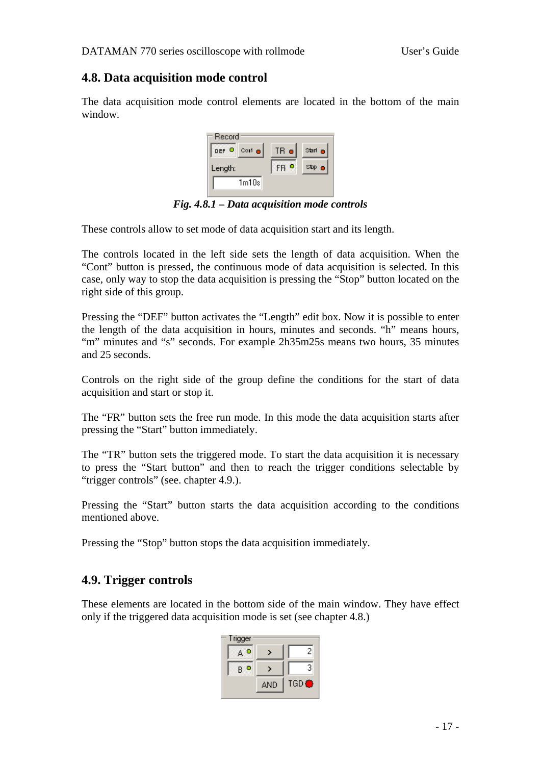## 4.8. Data acquisition mode control

The data acquisition mode control elements are located in the bottom of the main window.

*Fig. 4.8.1 – Data acquisition mode controls*

These controls allow to set mode of data acquisition start and its length.

The controls located in the left side sets the length of data acquisition. When the “Cont” button is pressed, the continuous mode of data acquisition is selected. In this case, only way to stop the data acquisition is pressing the “Stop” button located on the right side of this group.

Pressing the “DEF” button activates the “Length” edit box. Now it is possible to enter the length of the data acquisition in hours, minutes and seconds. “h” means hours, “m” minutes and “s” seconds. For example 2h35m25s means two hours, 35 minutes and 25 seconds.

Controls on the right side of the group define the conditions for the start of data acquisition and start or stop it.

The “FR” button sets the free run mode. In this mode the data acquisition starts after pressing the “Start” button immediately.

The “TR” button sets the triggered mode. To start the data acquisition it is necessary to press the “Start button” and then to reach the trigger conditions selectable by “trigger controls” (see. chapter 4.9.).

Pressing the “Start” button starts the data acquisition according to the conditions mentioned above.

Pressing the “Stop” button stops the data acquisition immediately.

## 4.9. Trigger controls

These elements are located in the bottom side of the main window. They have effect only if the triggered data acquisition mode is set (see chapter 4.8.)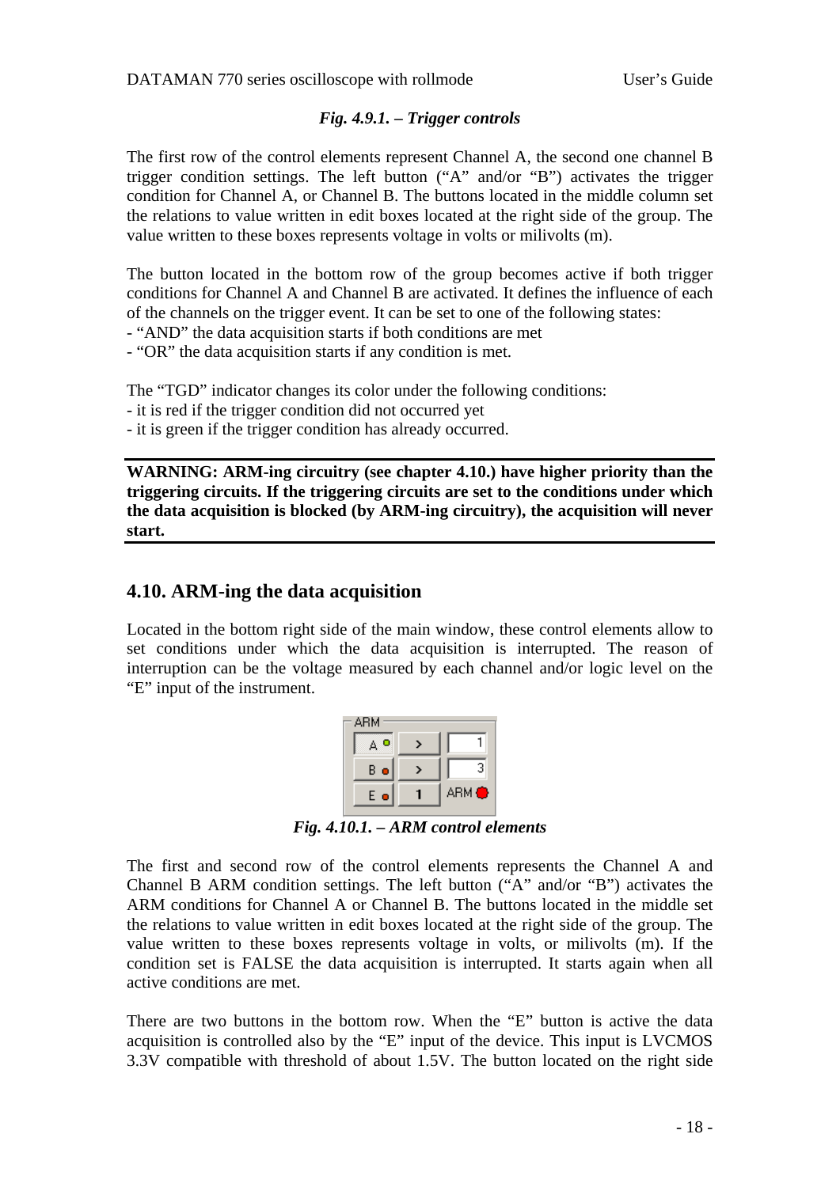*Fig. 4.9.1. – Trigger controls*

The first row of the control elements represent Channel A, the second one channel B trigger condition settings. The left button ("A" and/or "B") activates the trigger condition for Channel A, or Channel B. The buttons located in the middle column set the relations to value written in edit boxes located at the right side of the group. The value written to these boxes represents voltage in volts or milivolts (m).

The button located in the bottom row of the group becomes active if both trigger conditions for Channel A and Channel B are activated. It defines the influence of each of the channels on the trigger event. It can be set to one of the following states:
- "AND" the data acquisition starts if both conditions are met
- "OR" the data acquisition starts if any condition is met.

The "TGD" indicator changes its color under the following conditions:
- it is red if the trigger condition did not occurred yet
- it is green if the trigger condition has already occurred.

---

**WARNING: ARM-ing circuitry (see chapter 4.10.) have higher priority than the triggering circuits. If the triggering circuits are set to the conditions under which the data acquisition is blocked (by ARM-ing circuitry), the acquisition will never start.**

---

## 4.10. ARM-ing the data acquisition

Located in the bottom right side of the main window, these control elements allow to set conditions under which the data acquisition is interrupted. The reason of interruption can be the voltage measured by each channel and/or logic level on the "E" input of the instrument.

*Fig. 4.10.1. – ARM control elements*

The first and second row of the control elements represents the Channel A and Channel B ARM condition settings. The left button ("A" and/or "B") activates the ARM conditions for Channel A or Channel B. The buttons located in the middle set the relations to value written in edit boxes located at the right side of the group. The value written to these boxes represents voltage in volts, or milivolts (m). If the condition set is FALSE the data acquisition is interrupted. It starts again when all active conditions are met.

There are two buttons in the bottom row. When the "E" button is active the data acquisition is controlled also by the "E" input of the device. This input is LVCMOS 3.3V compatible with threshold of about 1.5V. The button located on the right side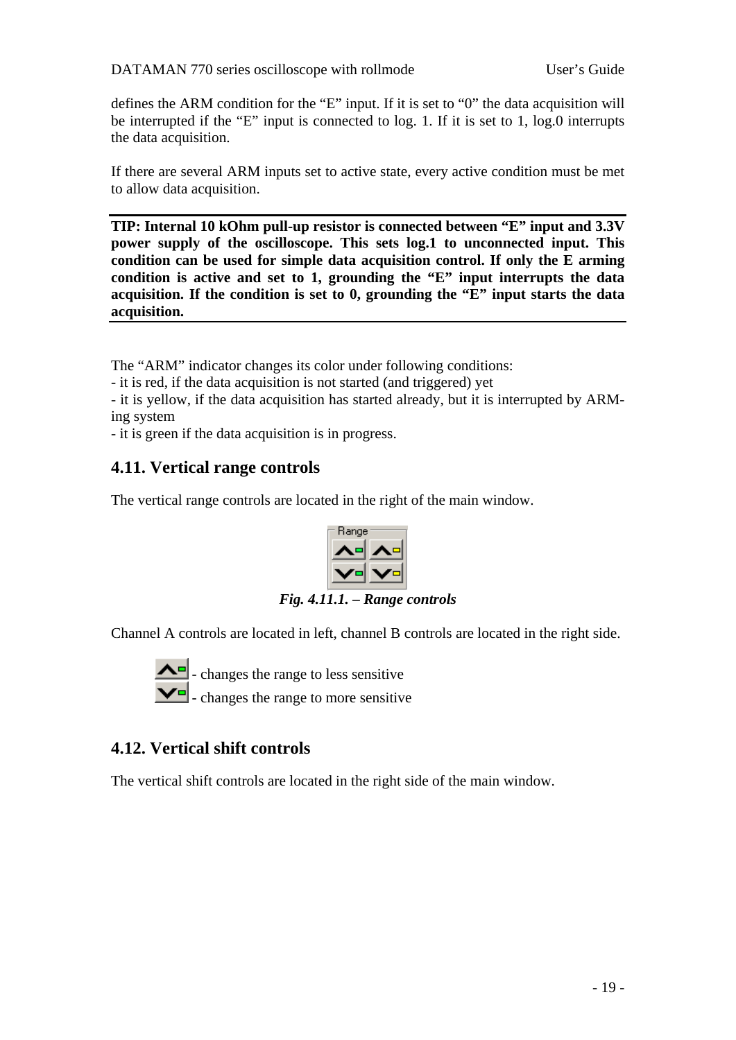defines the ARM condition for the "E" input. If it is set to "0" the data acquisition will be interrupted if the "E" input is connected to log. 1. If it is set to 1, log.0 interrupts the data acquisition.

If there are several ARM inputs set to active state, every active condition must be met to allow data acquisition.

---

**TIP: Internal 10 kOhm pull-up resistor is connected between "E" input and 3.3V power supply of the oscilloscope. This sets log.1 to unconnected input. This condition can be used for simple data acquisition control. If only the E arming condition is active and set to 1, grounding the "E" input interrupts the data acquisition. If the condition is set to 0, grounding the "E" input starts the data acquisition.**

---

The "ARM" indicator changes its color under following conditions:
- it is red, if the data acquisition is not started (and triggered) yet
- it is yellow, if the data acquisition has started already, but it is interrupted by ARM-ing system
- it is green if the data acquisition is in progress.

## 4.11. Vertical range controls

The vertical range controls are located in the right of the main window.

*Fig. 4.11.1. – Range controls*

Channel A controls are located in left, channel B controls are located in the right side.

- changes the range to less sensitive
- changes the range to more sensitive

## 4.12. Vertical shift controls

The vertical shift controls are located in the right side of the main window.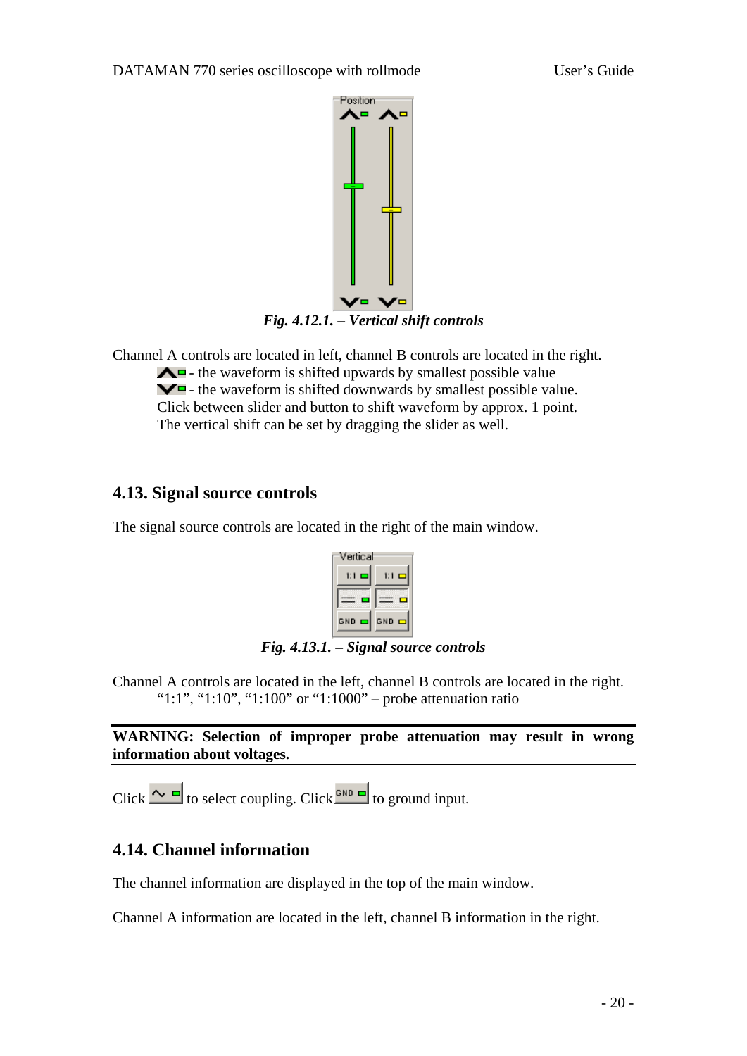*Fig. 4.12.1. – Vertical shift controls*

Channel A controls are located in left, channel B controls are located in the right.

- the waveform is shifted upwards by smallest possible value
- the waveform is shifted downwards by smallest possible value.

Click between slider and button to shift waveform by approx. 1 point.
The vertical shift can be set by dragging the slider as well.

## 4.13. Signal source controls

The signal source controls are located in the right of the main window.

*Fig. 4.13.1. – Signal source controls*

Channel A controls are located in the left, channel B controls are located in the right.

"1:1", "1:10", "1:100" or "1:1000" – probe attenuation ratio

**WARNING: Selection of improper probe attenuation may result in wrong information about voltages.**

Click to select coupling. Click to ground input.

## 4.14. Channel information

The channel information are displayed in the top of the main window.

Channel A information are located in the left, channel B information in the right.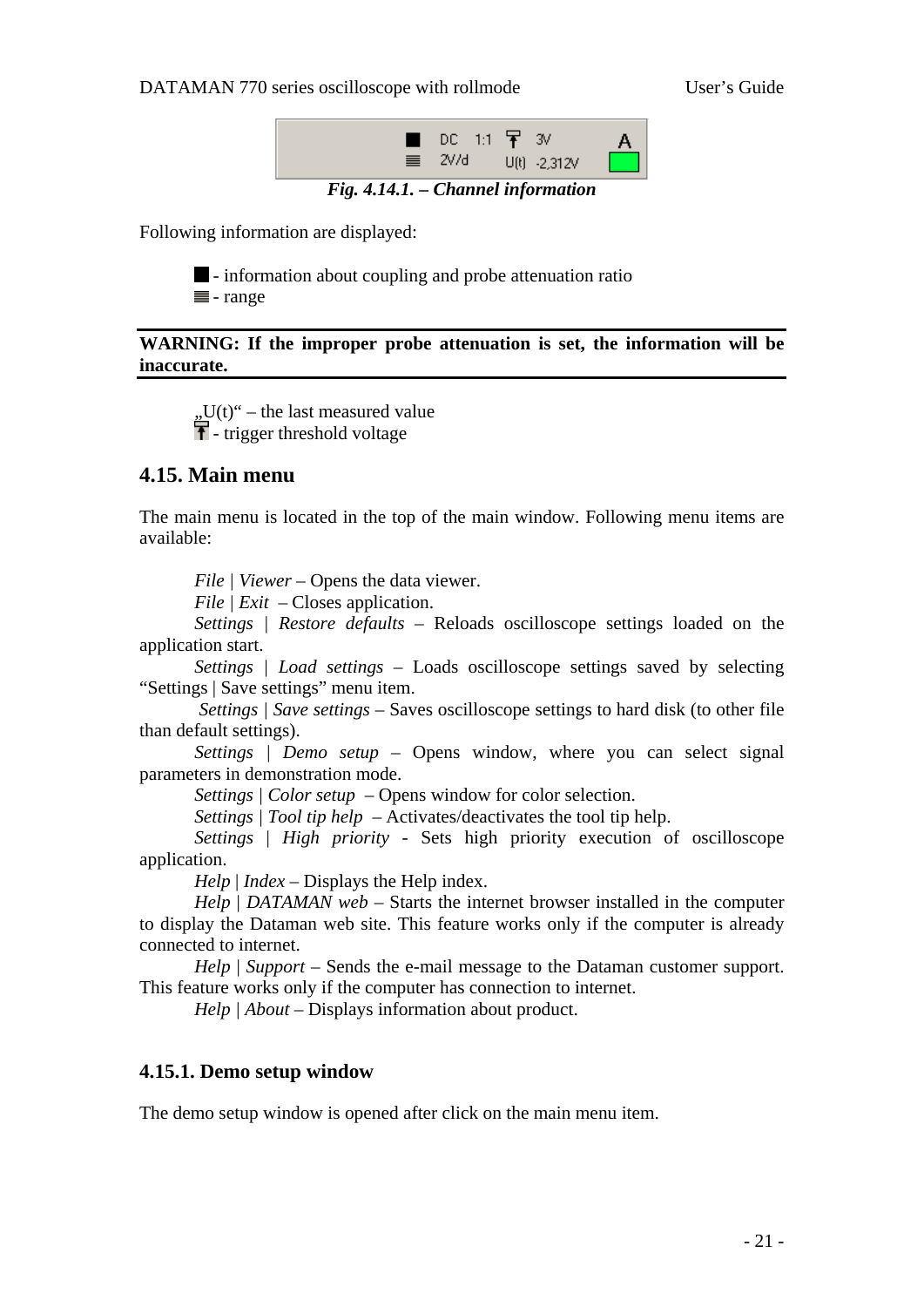*Fig. 4.14.1. – Channel information*

Following information are displayed:

■ - information about coupling and probe attenuation ratio
≣ - range

**WARNING: If the improper probe attenuation is set, the information will be inaccurate.**

„U(t)“ – the last measured value
- trigger threshold voltage

## 4.15. Main menu

The main menu is located in the top of the main window. Following menu items are available:

*File | Viewer* – Opens the data viewer.
*File | Exit* – Closes application.
*Settings | Restore defaults* – Reloads oscilloscope settings loaded on the application start.
*Settings | Load settings* – Loads oscilloscope settings saved by selecting “Settings | Save settings” menu item.
*Settings | Save settings* – Saves oscilloscope settings to hard disk (to other file than default settings).
*Settings | Demo setup* – Opens window, where you can select signal parameters in demonstration mode.
*Settings | Color setup* – Opens window for color selection.
*Settings | Tool tip help* – Activates/deactivates the tool tip help.
*Settings | High priority* - Sets high priority execution of oscilloscope application.
*Help | Index* – Displays the Help index.
*Help | DATAMAN web* – Starts the internet browser installed in the computer to display the Dataman web site. This feature works only if the computer is already connected to internet.
*Help | Support* – Sends the e-mail message to the Dataman customer support. This feature works only if the computer has connection to internet.
*Help | About* – Displays information about product.

### 4.15.1. Demo setup window

The demo setup window is opened after click on the main menu item.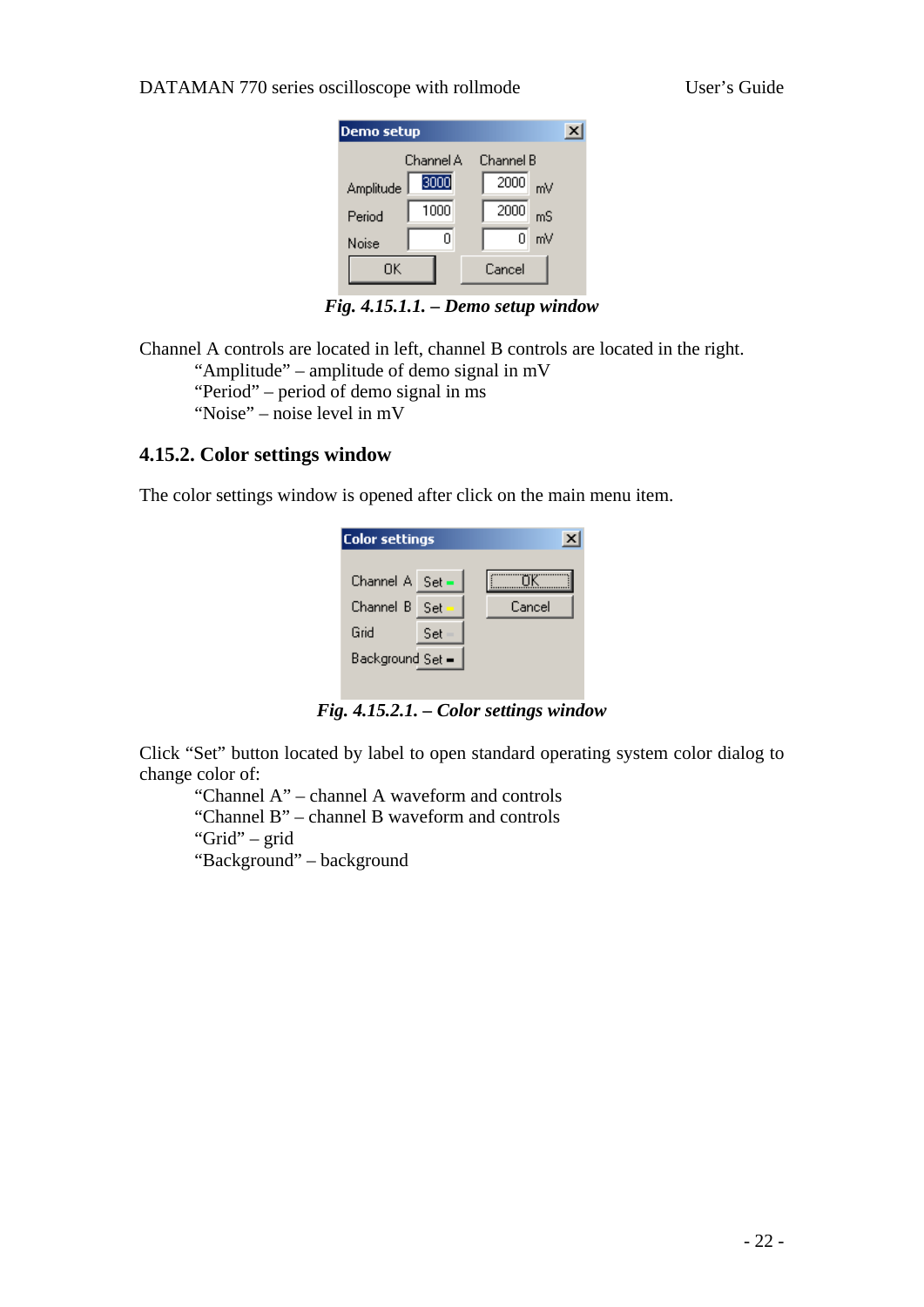*Fig. 4.15.1.1. – Demo setup window*

Channel A controls are located in left, channel B controls are located in the right.

- "Amplitude" – amplitude of demo signal in mV
- "Period" – period of demo signal in ms
- "Noise" – noise level in mV

### 4.15.2. Color settings window

The color settings window is opened after click on the main menu item.

*Fig. 4.15.2.1. – Color settings window*

Click "Set" button located by label to open standard operating system color dialog to change color of:

- "Channel A" – channel A waveform and controls
- "Channel B" – channel B waveform and controls
- "Grid" – grid
- "Background" – background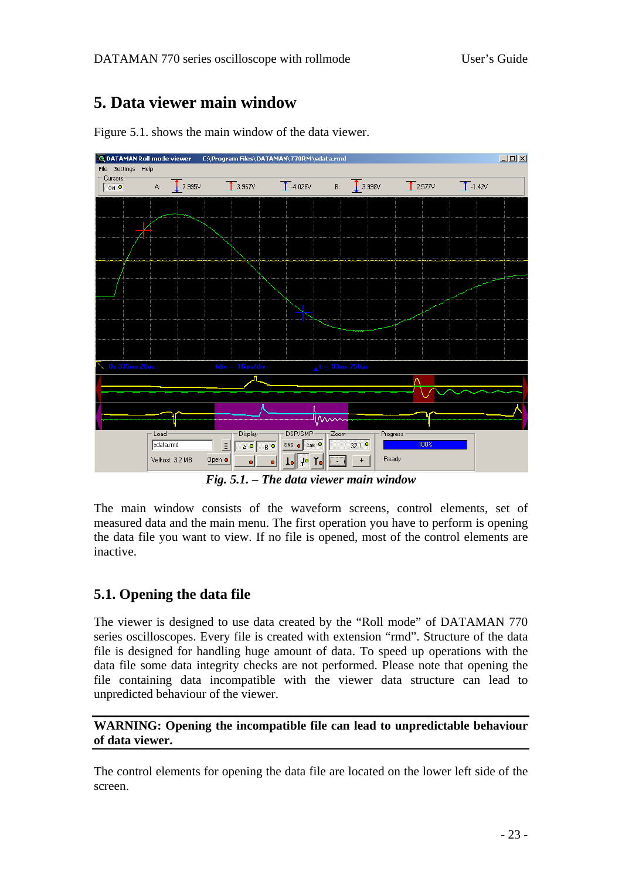# 5. Data viewer main window

Figure 5.1. shows the main window of the data viewer.

*Fig. 5.1. – The data viewer main window*

The main window consists of the waveform screens, control elements, set of measured data and the main menu. The first operation you have to perform is opening the data file you want to view. If no file is opened, most of the control elements are inactive.

## 5.1. Opening the data file

The viewer is designed to use data created by the “Roll mode” of DATAMAN 770 series oscilloscopes. Every file is created with extension “rmd”. Structure of the data file is designed for handling huge amount of data. To speed up operations with the data file some data integrity checks are not performed. Please note that opening the file containing data incompatible with the viewer data structure can lead to unpredicted behaviour of the viewer.

**WARNING: Opening the incompatible file can lead to unpredictable behaviour of data viewer.**

The control elements for opening the data file are located on the lower left side of the screen.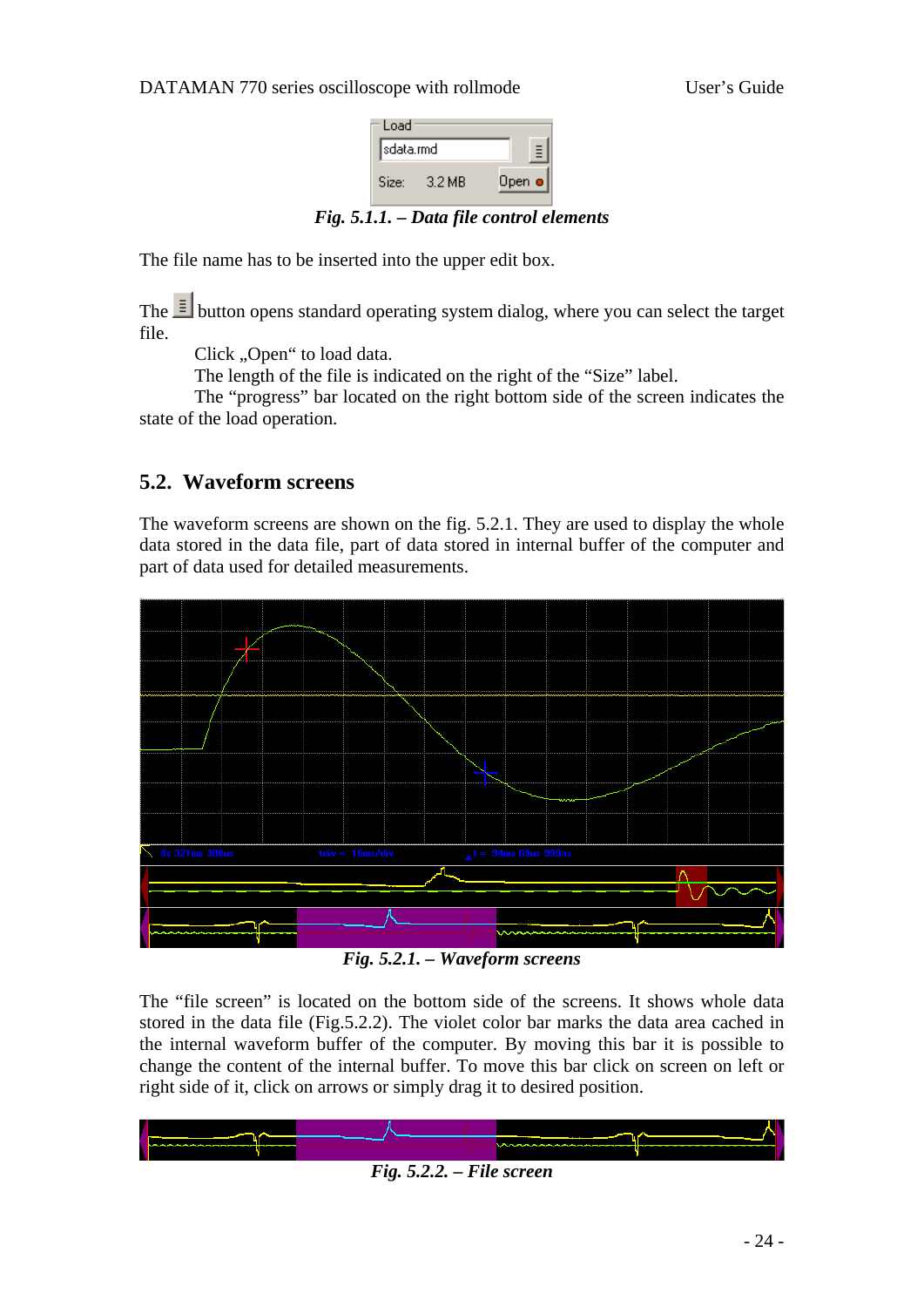Fig. 5.1.1. – Data file control elements

The file name has to be inserted into the upper edit box.

The button opens standard operating system dialog, where you can select the target file.

Click „Open" to load data.

The length of the file is indicated on the right of the "Size" label.

The "progress" bar located on the right bottom side of the screen indicates the state of the load operation.

## 5.2. Waveform screens

The waveform screens are shown on the fig. 5.2.1. They are used to display the whole data stored in the data file, part of data stored in internal buffer of the computer and part of data used for detailed measurements.

*Fig. 5.2.1. – Waveform screens*

The "file screen" is located on the bottom side of the screens. It shows whole data stored in the data file (Fig.5.2.2). The violet color bar marks the data area cached in the internal waveform buffer of the computer. By moving this bar it is possible to change the content of the internal buffer. To move this bar click on screen on left or right side of it, click on arrows or simply drag it to desired position.

*Fig. 5.2.2. – File screen*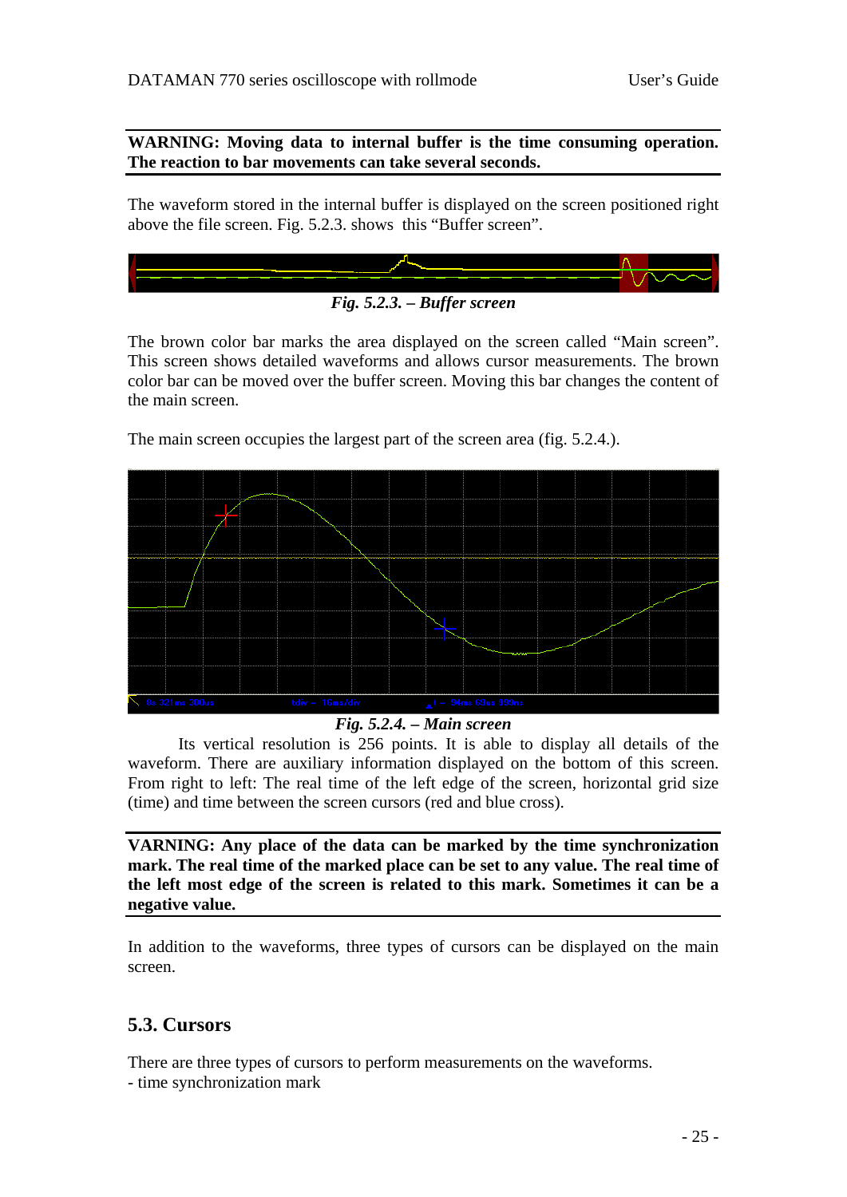**WARNING: Moving data to internal buffer is the time consuming operation. The reaction to bar movements can take several seconds.**

The waveform stored in the internal buffer is displayed on the screen positioned right above the file screen. Fig. 5.2.3. shows this "Buffer screen".

*Fig. 5.2.3. – Buffer screen*

The brown color bar marks the area displayed on the screen called "Main screen". This screen shows detailed waveforms and allows cursor measurements. The brown color bar can be moved over the buffer screen. Moving this bar changes the content of the main screen.

The main screen occupies the largest part of the screen area (fig. 5.2.4.).

*Fig. 5.2.4. – Main screen*

Its vertical resolution is 256 points. It is able to display all details of the waveform. There are auxiliary information displayed on the bottom of this screen. From right to left: The real time of the left edge of the screen, horizontal grid size (time) and time between the screen cursors (red and blue cross).

**VARNING: Any place of the data can be marked by the time synchronization mark. The real time of the marked place can be set to any value. The real time of the left most edge of the screen is related to this mark. Sometimes it can be a negative value.**

In addition to the waveforms, three types of cursors can be displayed on the main screen.

## 5.3. Cursors

There are three types of cursors to perform measurements on the waveforms.
- time synchronization mark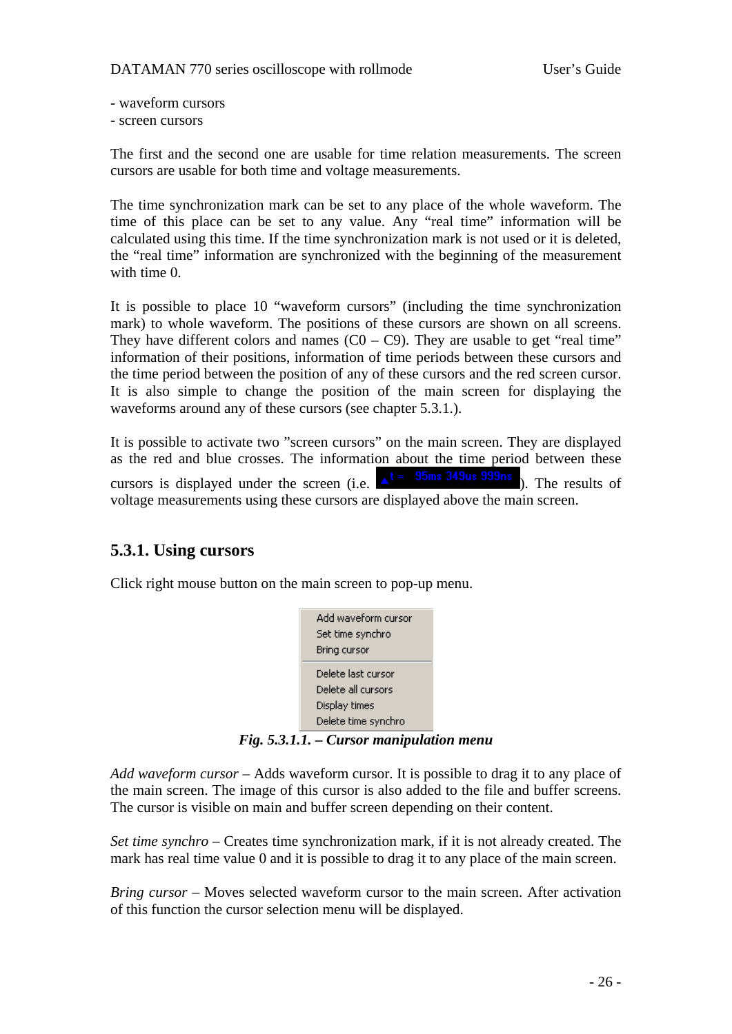- waveform cursors
- screen cursors

The first and the second one are usable for time relation measurements. The screen cursors are usable for both time and voltage measurements.

The time synchronization mark can be set to any place of the whole waveform. The time of this place can be set to any value. Any "real time" information will be calculated using this time. If the time synchronization mark is not used or it is deleted, the "real time" information are synchronized with the beginning of the measurement with time 0.

It is possible to place 10 "waveform cursors" (including the time synchronization mark) to whole waveform. The positions of these cursors are shown on all screens. They have different colors and names (C0 – C9). They are usable to get "real time" information of their positions, information of time periods between these cursors and the time period between the position of any of these cursors and the red screen cursor. It is also simple to change the position of the main screen for displaying the waveforms around any of these cursors (see chapter 5.3.1.).

It is possible to activate two "screen cursors" on the main screen. They are displayed as the red and blue crosses. The information about the time period between these cursors is displayed under the screen (i.e. ▲t = 95ms 349us 999ns). The results of voltage measurements using these cursors are displayed above the main screen.

## 5.3.1. Using cursors

Click right mouse button on the main screen to pop-up menu.

Add waveform cursor
Set time synchro
Bring cursor
Delete last cursor
Delete all cursors
Display times
Delete time synchro

***Fig. 5.3.1.1. – Cursor manipulation menu***

*Add waveform cursor* – Adds waveform cursor. It is possible to drag it to any place of the main screen. The image of this cursor is also added to the file and buffer screens. The cursor is visible on main and buffer screen depending on their content.

*Set time synchro* – Creates time synchronization mark, if it is not already created. The mark has real time value 0 and it is possible to drag it to any place of the main screen.

*Bring cursor* – Moves selected waveform cursor to the main screen. After activation of this function the cursor selection menu will be displayed.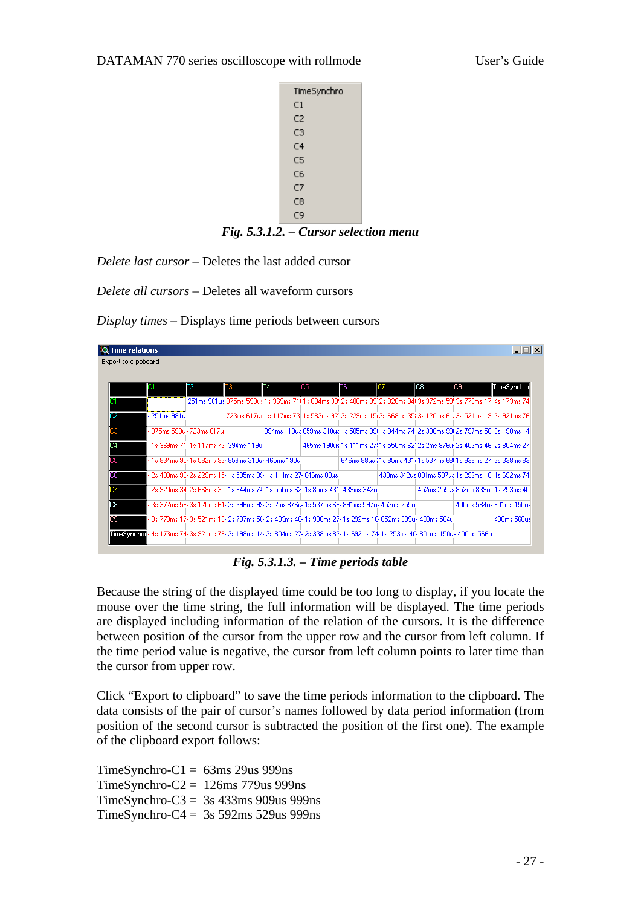TimeSynchro
C1
C2
C3
C4
C5
C6
C7
C8
C9

***Fig. 5.3.1.2. – Cursor selection menu***

*Delete last cursor* – Deletes the last added cursor

*Delete all cursors* – Deletes all waveform cursors

*Display times* – Displays time periods between cursors

Time relations

Export to clipboard

| | C1 | C2 | C3 | C4 | C5 | C6 | C7 | C8 | C9 | TimeSynchro |
|---|---|---|---|---|---|---|---|---|---|---|
| C1 | | 251ms 981us | 975ms 598us | 1s 369ms 71 | 1s 834ms 90 | 2s 480ms 99 | 2s 920ms 34 | 3s 372ms 59 | 3s 773ms 17 | 4s 173ms 74 |
| C2 | - 251ms 981u | | 723ms 617us | 1s 117ms 73 | 1s 582ms 92 | 2s 229ms 15 | 2s 668ms 35 | 3s 120ms 61 | 3s 521ms 19 | 3s 921ms 76 |
| C3 | - 975ms 598u | - 723ms 617u | | 394ms 119us | 859ms 310us | 1s 505ms 39 | 1s 944ms 74 | 2s 396ms 99 | 2s 797ms 58 | 3s 198ms 14 |
| C4 | - 1s 369ms 71 | - 1s 117ms 73 | - 394ms 119u | | 465ms 190us | 1s 111ms 27 | 1s 550ms 62 | 2s 2ms 876u | 2s 403ms 46 | 2s 804ms 27 |
| C5 | - 1s 834ms 90 | - 1s 582ms 92 | - 859ms 310u | - 465ms 190u | | 646ms 88us | 1s 85ms 431 | 1s 537ms 69 | 1s 938ms 27 | 2s 338ms 83 |
| C6 | - 2s 480ms 99 | - 2s 229ms 15 | - 1s 505ms 39 | - 1s 111ms 27 | - 646ms 88us | | 439ms 342us | 891ms 597us | 1s 292ms 18 | 1s 692ms 74 |
| C7 | - 2s 920ms 34 | - 2s 668ms 35 | - 1s 944ms 74 | - 1s 550ms 62 | - 1s 85ms 431 | - 439ms 342u | | 452ms 255us | 852ms 839us | 1s 253ms 40 |
| C8 | - 3s 372ms 59 | - 3s 120ms 61 | - 2s 396ms 99 | - 2s 2ms 876u | - 1s 537ms 69 | - 891ms 597u | - 452ms 255u | | 400ms 584us | 801ms 150us |
| C9 | - 3s 773ms 17 | - 3s 521ms 19 | - 2s 797ms 58 | - 2s 403ms 46 | - 1s 938ms 27 | - 1s 292ms 18 | - 852ms 839u | - 400ms 584u | | 400ms 566us |
| TimeSynchro | - 4s 173ms 74 | - 3s 921ms 76 | - 3s 198ms 14 | - 2s 804ms 27 | - 2s 338ms 83 | - 1s 692ms 74 | - 1s 253ms 40 | - 801ms 150u | - 400ms 566u | |

***Fig. 5.3.1.3. – Time periods table***

Because the string of the displayed time could be too long to display, if you locate the mouse over the time string, the full information will be displayed. The time periods are displayed including information of the relation of the cursors. It is the difference between position of the cursor from the upper row and the cursor from left column. If the time period value is negative, the cursor from left column points to later time than the cursor from upper row.

Click "Export to clipboard" to save the time periods information to the clipboard. The data consists of the pair of cursor's names followed by data period information (from position of the second cursor is subtracted the position of the first one). The example of the clipboard export follows:

TimeSynchro-C1 = 63ms 29us 999ns
TimeSynchro-C2 = 126ms 779us 999ns
TimeSynchro-C3 = 3s 433ms 909us 999ns
TimeSynchro-C4 = 3s 592ms 529us 999ns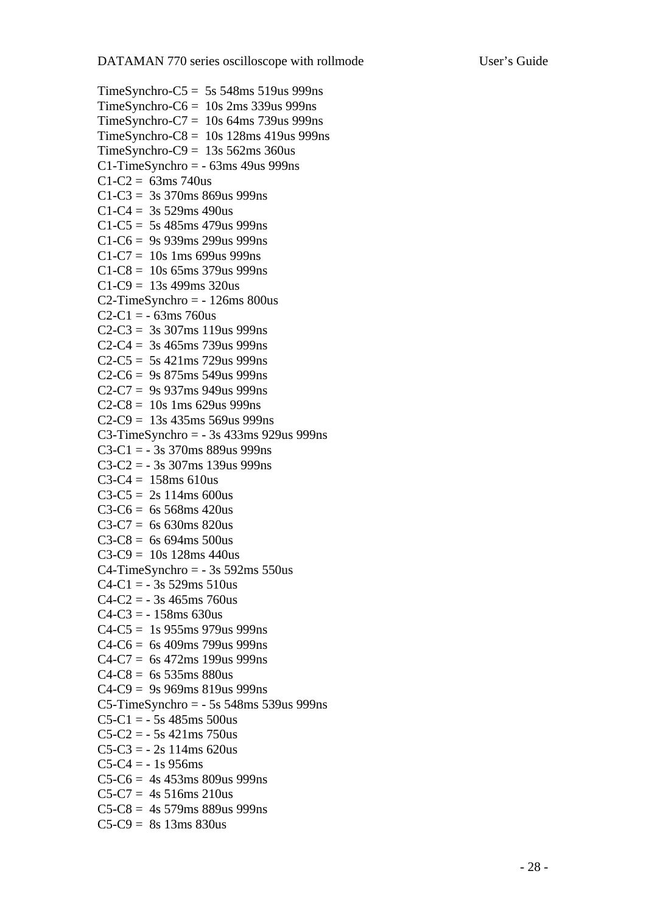TimeSynchro-C5 =  5s 548ms 519us 999ns
TimeSynchro-C6 =  10s 2ms 339us 999ns
TimeSynchro-C7 =  10s 64ms 739us 999ns
TimeSynchro-C8 =  10s 128ms 419us 999ns
TimeSynchro-C9 =  13s 562ms 360us
C1-TimeSynchro = - 63ms 49us 999ns
C1-C2 =  63ms 740us
C1-C3 =  3s 370ms 869us 999ns
C1-C4 =  3s 529ms 490us
C1-C5 =  5s 485ms 479us 999ns
C1-C6 =  9s 939ms 299us 999ns
C1-C7 =  10s 1ms 699us 999ns
C1-C8 =  10s 65ms 379us 999ns
C1-C9 =  13s 499ms 320us
C2-TimeSynchro = - 126ms 800us
C2-C1 = - 63ms 760us
C2-C3 =  3s 307ms 119us 999ns
C2-C4 =  3s 465ms 739us 999ns
C2-C5 =  5s 421ms 729us 999ns
C2-C6 =  9s 875ms 549us 999ns
C2-C7 =  9s 937ms 949us 999ns
C2-C8 =  10s 1ms 629us 999ns
C2-C9 =  13s 435ms 569us 999ns
C3-TimeSynchro = - 3s 433ms 929us 999ns
C3-C1 = - 3s 370ms 889us 999ns
C3-C2 = - 3s 307ms 139us 999ns
C3-C4 =  158ms 610us
C3-C5 =  2s 114ms 600us
C3-C6 =  6s 568ms 420us
C3-C7 =  6s 630ms 820us
C3-C8 =  6s 694ms 500us
C3-C9 =  10s 128ms 440us
C4-TimeSynchro = - 3s 592ms 550us
C4-C1 = - 3s 529ms 510us
C4-C2 = - 3s 465ms 760us
C4-C3 = - 158ms 630us
C4-C5 =  1s 955ms 979us 999ns
C4-C6 =  6s 409ms 799us 999ns
C4-C7 =  6s 472ms 199us 999ns
C4-C8 =  6s 535ms 880us
C4-C9 =  9s 969ms 819us 999ns
C5-TimeSynchro = - 5s 548ms 539us 999ns
C5-C1 = - 5s 485ms 500us
C5-C2 = - 5s 421ms 750us
C5-C3 = - 2s 114ms 620us
C5-C4 = - 1s 956ms
C5-C6 =  4s 453ms 809us 999ns
C5-C7 =  4s 516ms 210us
C5-C8 =  4s 579ms 889us 999ns
C5-C9 =  8s 13ms 830us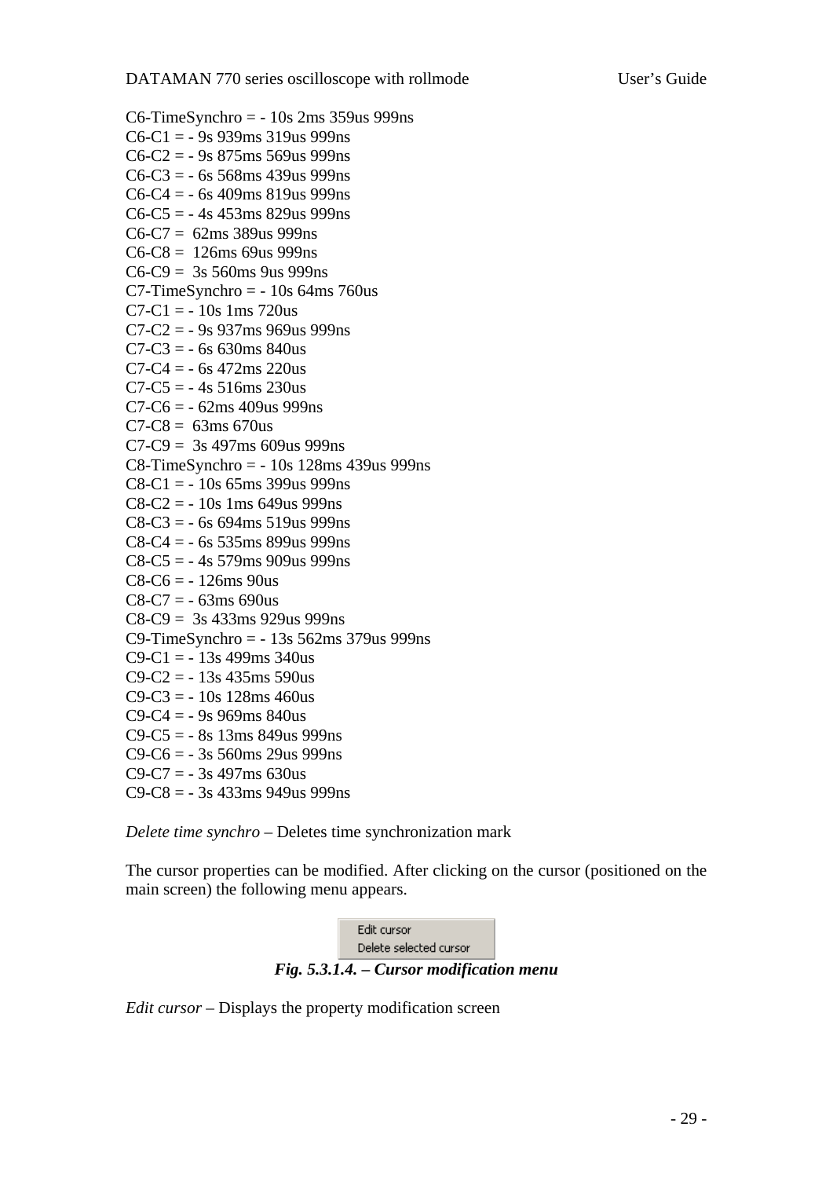C6-TimeSynchro = - 10s 2ms 359us 999ns
C6-C1 = - 9s 939ms 319us 999ns
C6-C2 = - 9s 875ms 569us 999ns
C6-C3 = - 6s 568ms 439us 999ns
C6-C4 = - 6s 409ms 819us 999ns
C6-C5 = - 4s 453ms 829us 999ns
C6-C7 =  62ms 389us 999ns
C6-C8 =  126ms 69us 999ns
C6-C9 =  3s 560ms 9us 999ns
C7-TimeSynchro = - 10s 64ms 760us
C7-C1 = - 10s 1ms 720us
C7-C2 = - 9s 937ms 969us 999ns
C7-C3 = - 6s 630ms 840us
C7-C4 = - 6s 472ms 220us
C7-C5 = - 4s 516ms 230us
C7-C6 = - 62ms 409us 999ns
C7-C8 =  63ms 670us
C7-C9 =  3s 497ms 609us 999ns
C8-TimeSynchro = - 10s 128ms 439us 999ns
C8-C1 = - 10s 65ms 399us 999ns
C8-C2 = - 10s 1ms 649us 999ns
C8-C3 = - 6s 694ms 519us 999ns
C8-C4 = - 6s 535ms 899us 999ns
C8-C5 = - 4s 579ms 909us 999ns
C8-C6 = - 126ms 90us
C8-C7 = - 63ms 690us
C8-C9 =  3s 433ms 929us 999ns
C9-TimeSynchro = - 13s 562ms 379us 999ns
C9-C1 = - 13s 499ms 340us
C9-C2 = - 13s 435ms 590us
C9-C3 = - 10s 128ms 460us
C9-C4 = - 9s 969ms 840us
C9-C5 = - 8s 13ms 849us 999ns
C9-C6 = - 3s 560ms 29us 999ns
C9-C7 = - 3s 497ms 630us
C9-C8 = - 3s 433ms 949us 999ns

*Delete time synchro* – Deletes time synchronization mark

The cursor properties can be modified. After clicking on the cursor (positioned on the main screen) the following menu appears.

Edit cursor
Delete selected cursor

***Fig. 5.3.1.4. – Cursor modification menu***

*Edit cursor* – Displays the property modification screen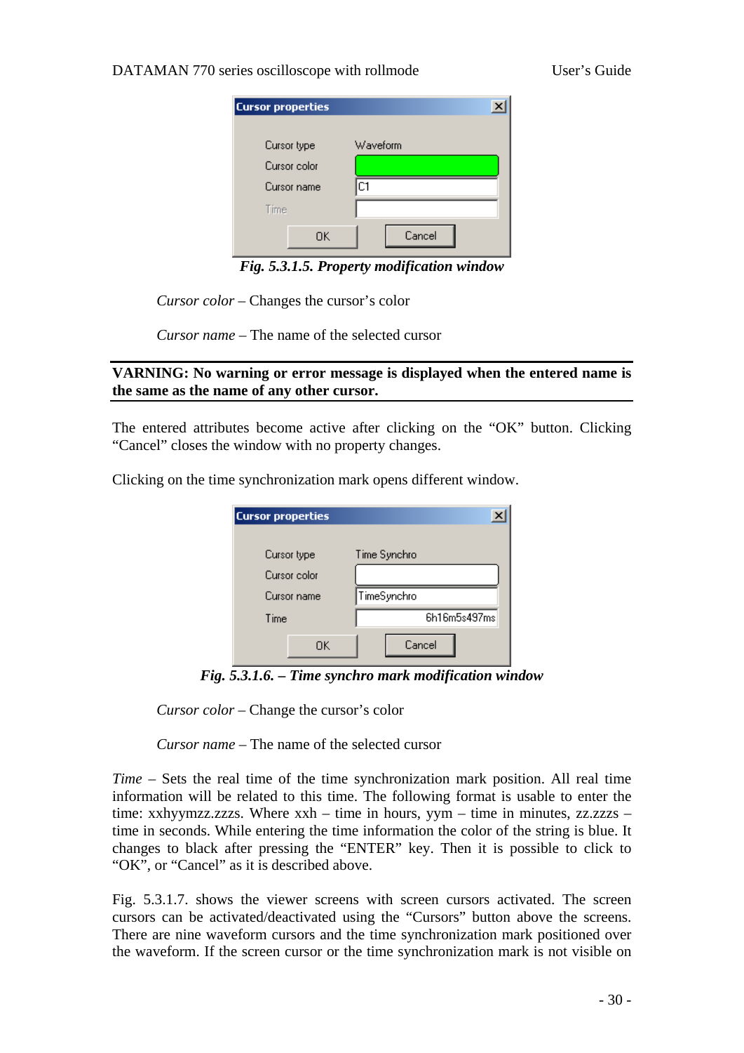*Fig. 5.3.1.5. Property modification window*

*Cursor color* – Changes the cursor's color

*Cursor name* – The name of the selected cursor

---

**VARNING: No warning or error message is displayed when the entered name is the same as the name of any other cursor.**

---

The entered attributes become active after clicking on the "OK" button. Clicking "Cancel" closes the window with no property changes.

Clicking on the time synchronization mark opens different window.

*Fig. 5.3.1.6. – Time synchro mark modification window*

*Cursor color* – Change the cursor's color

*Cursor name* – The name of the selected cursor

*Time* – Sets the real time of the time synchronization mark position. All real time information will be related to this time. The following format is usable to enter the time: xxhyymzz.zzzs. Where xxh – time in hours, yym – time in minutes, zz.zzzs – time in seconds. While entering the time information the color of the string is blue. It changes to black after pressing the "ENTER" key. Then it is possible to click to "OK", or "Cancel" as it is described above.

Fig. 5.3.1.7. shows the viewer screens with screen cursors activated. The screen cursors can be activated/deactivated using the "Cursors" button above the screens. There are nine waveform cursors and the time synchronization mark positioned over the waveform. If the screen cursor or the time synchronization mark is not visible on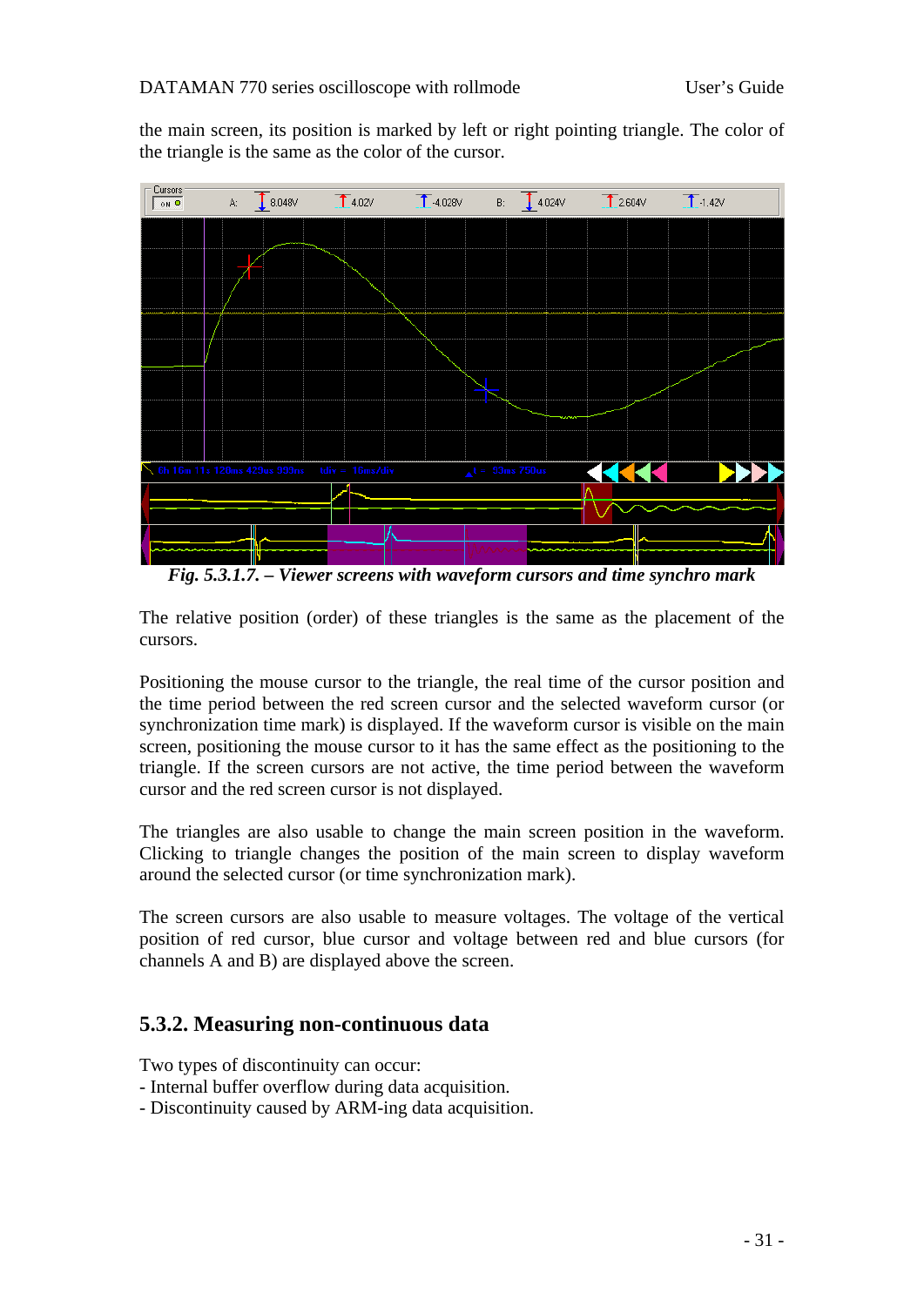the main screen, its position is marked by left or right pointing triangle. The color of the triangle is the same as the color of the cursor.

*Fig. 5.3.1.7. – Viewer screens with waveform cursors and time synchro mark*

The relative position (order) of these triangles is the same as the placement of the cursors.

Positioning the mouse cursor to the triangle, the real time of the cursor position and the time period between the red screen cursor and the selected waveform cursor (or synchronization time mark) is displayed. If the waveform cursor is visible on the main screen, positioning the mouse cursor to it has the same effect as the positioning to the triangle. If the screen cursors are not active, the time period between the waveform cursor and the red screen cursor is not displayed.

The triangles are also usable to change the main screen position in the waveform. Clicking to triangle changes the position of the main screen to display waveform around the selected cursor (or time synchronization mark).

The screen cursors are also usable to measure voltages. The voltage of the vertical position of red cursor, blue cursor and voltage between red and blue cursors (for channels A and B) are displayed above the screen.

## 5.3.2. Measuring non-continuous data

Two types of discontinuity can occur:
- Internal buffer overflow during data acquisition.
- Discontinuity caused by ARM-ing data acquisition.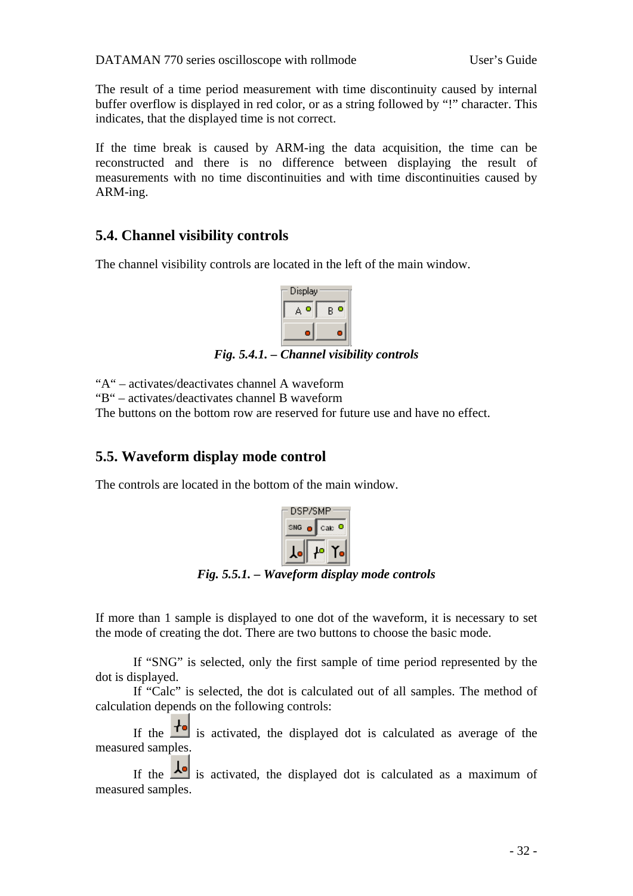The result of a time period measurement with time discontinuity caused by internal buffer overflow is displayed in red color, or as a string followed by "!" character. This indicates, that the displayed time is not correct.

If the time break is caused by ARM-ing the data acquisition, the time can be reconstructed and there is no difference between displaying the result of measurements with no time discontinuities and with time discontinuities caused by ARM-ing.

## 5.4. Channel visibility controls

The channel visibility controls are located in the left of the main window.

***Fig. 5.4.1. – Channel visibility controls***

"A" – activates/deactivates channel A waveform
"B" – activates/deactivates channel B waveform
The buttons on the bottom row are reserved for future use and have no effect.

## 5.5. Waveform display mode control

The controls are located in the bottom of the main window.

***Fig. 5.5.1. – Waveform display mode controls***

If more than 1 sample is displayed to one dot of the waveform, it is necessary to set the mode of creating the dot. There are two buttons to choose the basic mode.

If "SNG" is selected, only the first sample of time period represented by the dot is displayed.

If "Calc" is selected, the dot is calculated out of all samples. The method of calculation depends on the following controls:

If the [average button] is activated, the displayed dot is calculated as average of the measured samples.

If the [maximum button] is activated, the displayed dot is calculated as a maximum of measured samples.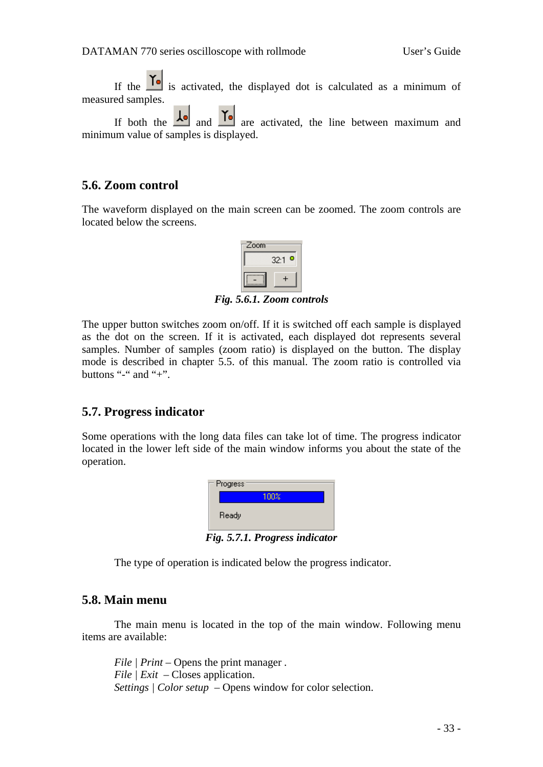If the  is activated, the displayed dot is calculated as a minimum of measured samples.

If both the  and  are activated, the line between maximum and minimum value of samples is displayed.

## 5.6. Zoom control

The waveform displayed on the main screen can be zoomed. The zoom controls are located below the screens.

*Fig. 5.6.1. Zoom controls*

The upper button switches zoom on/off. If it is switched off each sample is displayed as the dot on the screen. If it is activated, each displayed dot represents several samples. Number of samples (zoom ratio) is displayed on the button. The display mode is described in chapter 5.5. of this manual. The zoom ratio is controlled via buttons "-" and "+".

## 5.7. Progress indicator

Some operations with the long data files can take lot of time. The progress indicator located in the lower left side of the main window informs you about the state of the operation.

*Fig. 5.7.1. Progress indicator*

The type of operation is indicated below the progress indicator.

## 5.8. Main menu

The main menu is located in the top of the main window. Following menu items are available:

*File | Print* – Opens the print manager .
*File | Exit* – Closes application.
*Settings | Color setup* – Opens window for color selection.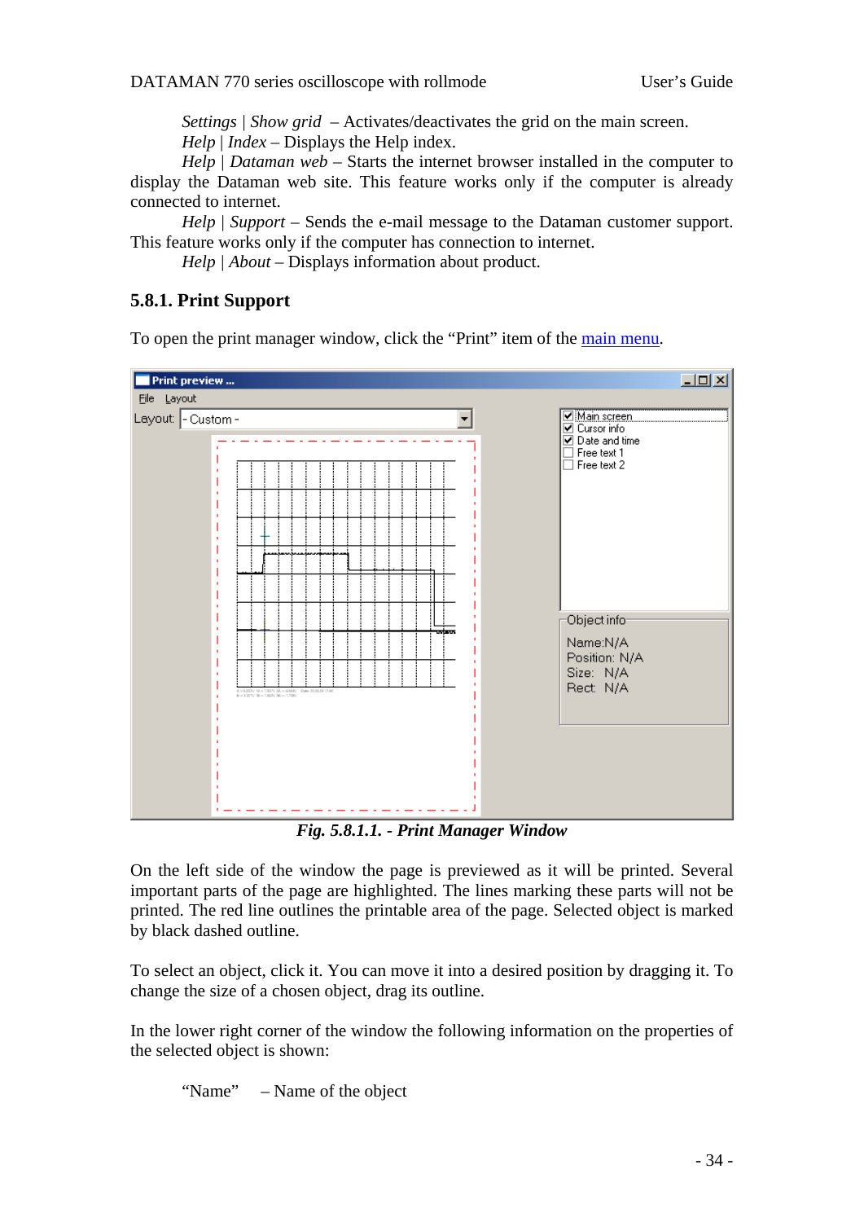*Settings* | *Show grid* – Activates/deactivates the grid on the main screen.

*Help* | *Index* – Displays the Help index.

*Help* | *Dataman web* – Starts the internet browser installed in the computer to display the Dataman web site. This feature works only if the computer is already connected to internet.

*Help* | *Support* – Sends the e-mail message to the Dataman customer support. This feature works only if the computer has connection to internet.

*Help* | *About* – Displays information about product.

### 5.8.1. Print Support

To open the print manager window, click the "Print" item of the main menu.

***Fig. 5.8.1.1. - Print Manager Window***

On the left side of the window the page is previewed as it will be printed. Several important parts of the page are highlighted. The lines marking these parts will not be printed. The red line outlines the printable area of the page. Selected object is marked by black dashed outline.

To select an object, click it. You can move it into a desired position by dragging it. To change the size of a chosen object, drag its outline.

In the lower right corner of the window the following information on the properties of the selected object is shown:

"Name" – Name of the object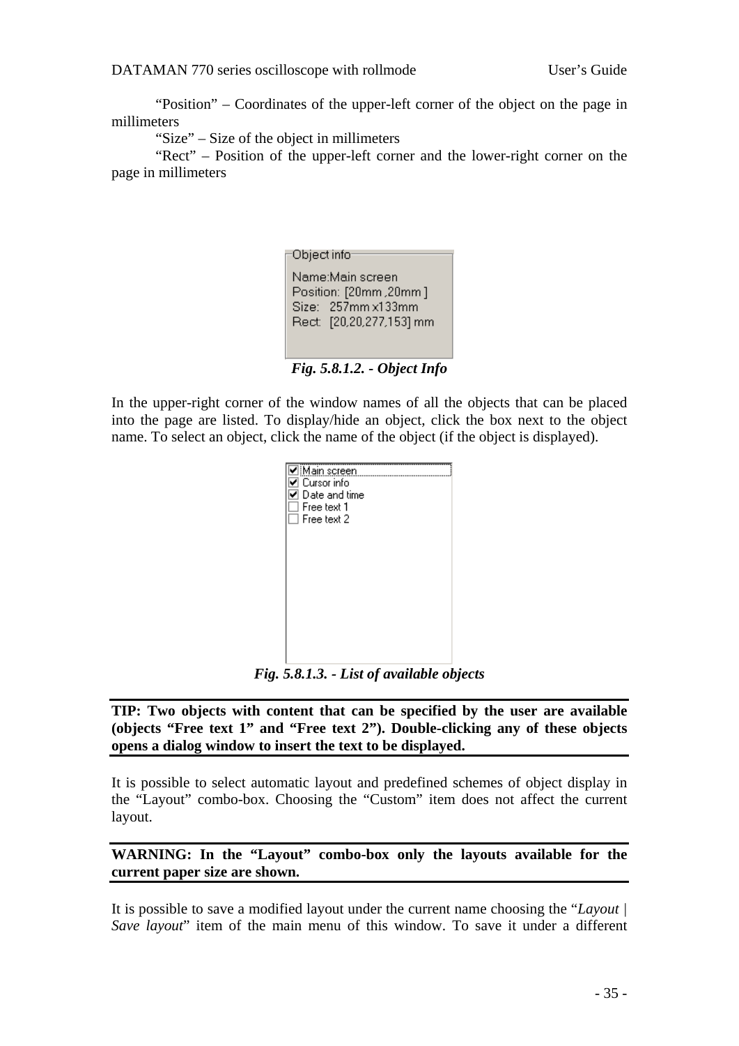"Position" – Coordinates of the upper-left corner of the object on the page in millimeters

"Size" – Size of the object in millimeters

"Rect" – Position of the upper-left corner and the lower-right corner on the page in millimeters

*Fig. 5.8.1.2. - Object Info*

In the upper-right corner of the window names of all the objects that can be placed into the page are listed. To display/hide an object, click the box next to the object name. To select an object, click the name of the object (if the object is displayed).

*Fig. 5.8.1.3. - List of available objects*

**TIP: Two objects with content that can be specified by the user are available (objects "Free text 1" and "Free text 2"). Double-clicking any of these objects opens a dialog window to insert the text to be displayed.**

It is possible to select automatic layout and predefined schemes of object display in the "Layout" combo-box. Choosing the "Custom" item does not affect the current layout.

**WARNING: In the "Layout" combo-box only the layouts available for the current paper size are shown.**

It is possible to save a modified layout under the current name choosing the "*Layout | Save layout*" item of the main menu of this window. To save it under a different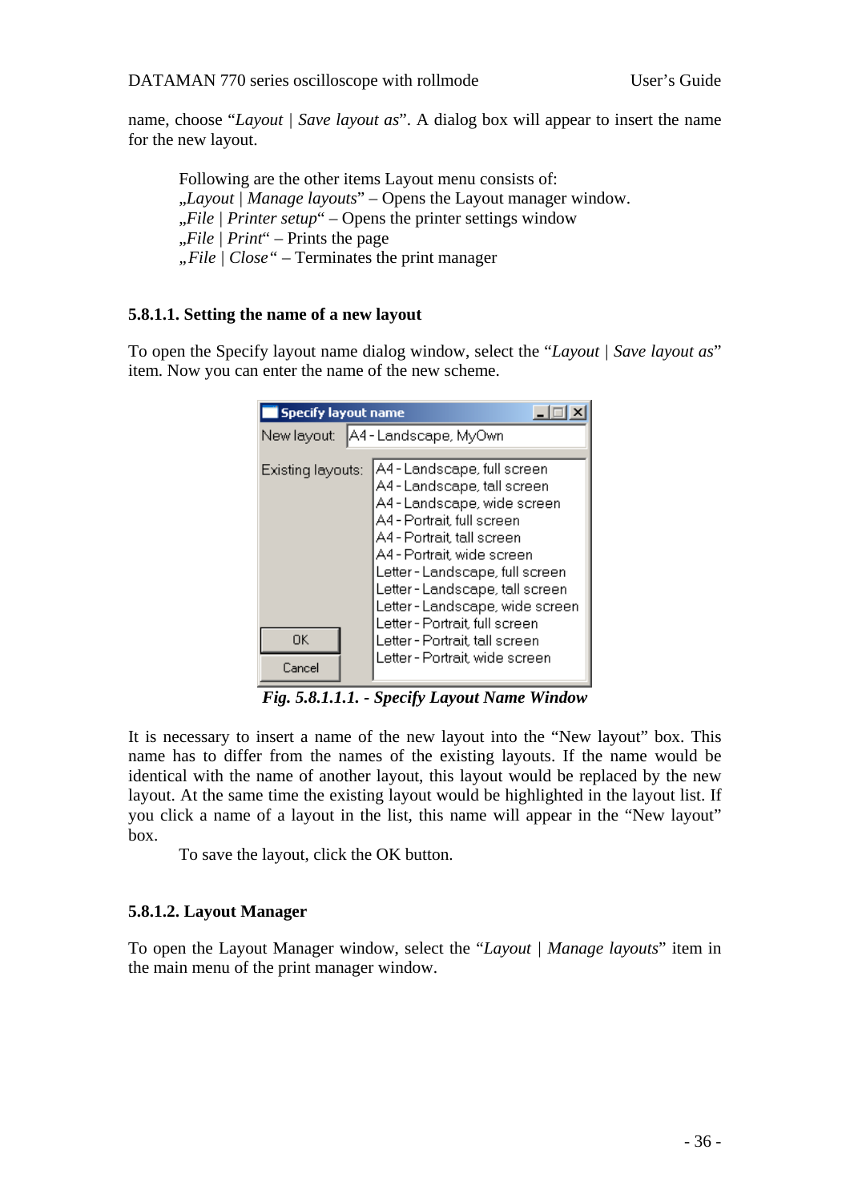name, choose “*Layout | Save layout as*”. A dialog box will appear to insert the name for the new layout.

Following are the other items Layout menu consists of:
„*Layout | Manage layouts*” – Opens the Layout manager window.
„*File | Printer setup*“ – Opens the printer settings window
„*File | Print*“ – Prints the page
„*File | Close*“ – Terminates the print manager

### 5.8.1.1. Setting the name of a new layout

To open the Specify layout name dialog window, select the “*Layout | Save layout as*” item. Now you can enter the name of the new scheme.

***Fig. 5.8.1.1.1. - Specify Layout Name Window***

It is necessary to insert a name of the new layout into the “New layout” box. This name has to differ from the names of the existing layouts. If the name would be identical with the name of another layout, this layout would be replaced by the new layout. At the same time the existing layout would be highlighted in the layout list. If you click a name of a layout in the list, this name will appear in the “New layout” box.

To save the layout, click the OK button.

### 5.8.1.2. Layout Manager

To open the Layout Manager window, select the “*Layout | Manage layouts*” item in the main menu of the print manager window.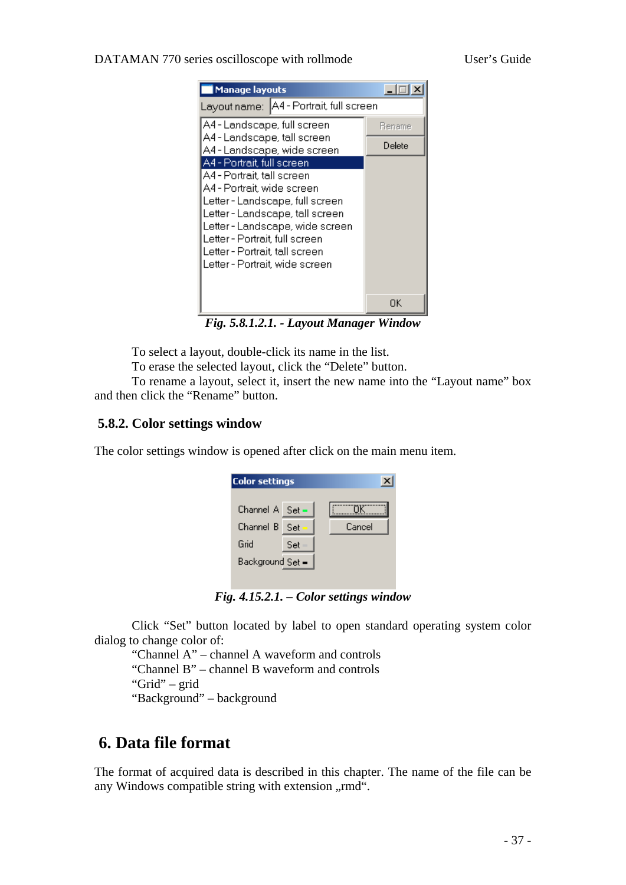*Fig. 5.8.1.2.1. - Layout Manager Window*

To select a layout, double-click its name in the list.

To erase the selected layout, click the “Delete” button.

To rename a layout, select it, insert the new name into the “Layout name” box and then click the “Rename” button.

### 5.8.2. Color settings window

The color settings window is opened after click on the main menu item.

*Fig. 4.15.2.1. – Color settings window*

Click “Set” button located by label to open standard operating system color dialog to change color of:

“Channel A” – channel A waveform and controls

“Channel B” – channel B waveform and controls

“Grid” – grid

“Background” – background

# 6. Data file format

The format of acquired data is described in this chapter. The name of the file can be any Windows compatible string with extension „rmd“.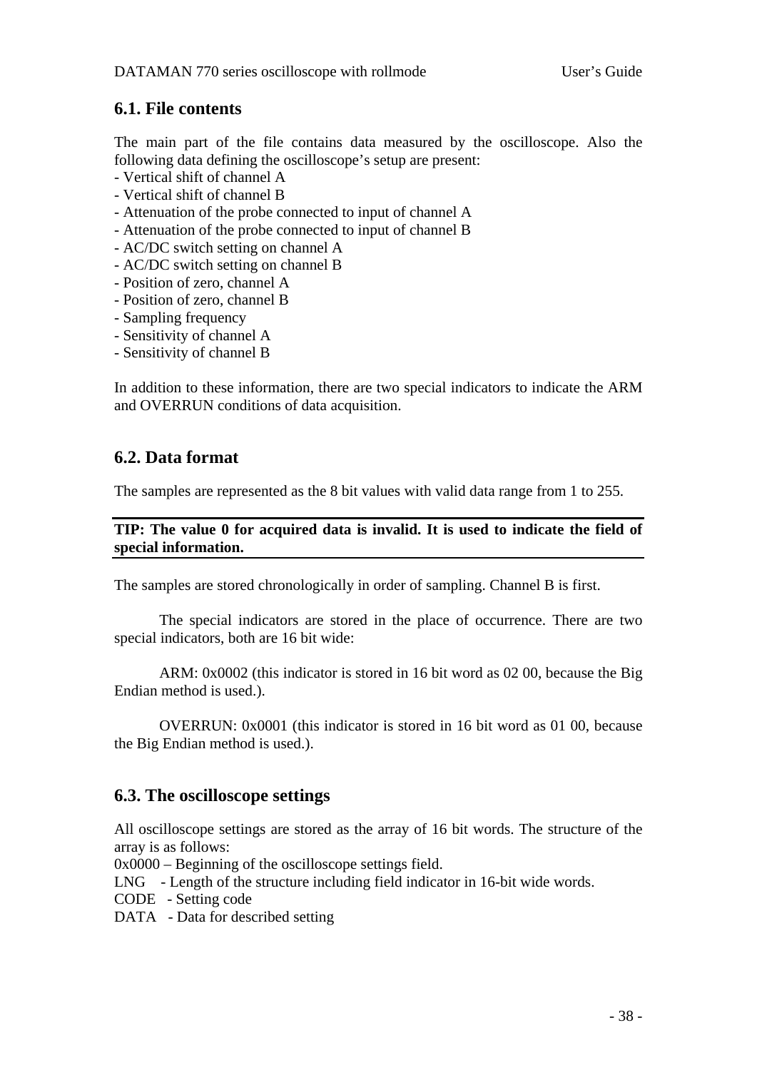## 6.1. File contents

The main part of the file contains data measured by the oscilloscope. Also the following data defining the oscilloscope's setup are present:

- Vertical shift of channel A
- Vertical shift of channel B
- Attenuation of the probe connected to input of channel A
- Attenuation of the probe connected to input of channel B
- AC/DC switch setting on channel A
- AC/DC switch setting on channel B
- Position of zero, channel A
- Position of zero, channel B
- Sampling frequency
- Sensitivity of channel A
- Sensitivity of channel B

In addition to these information, there are two special indicators to indicate the ARM and OVERRUN conditions of data acquisition.

## 6.2. Data format

The samples are represented as the 8 bit values with valid data range from 1 to 255.

**TIP: The value 0 for acquired data is invalid. It is used to indicate the field of special information.**

The samples are stored chronologically in order of sampling. Channel B is first.

The special indicators are stored in the place of occurrence. There are two special indicators, both are 16 bit wide:

ARM: 0x0002 (this indicator is stored in 16 bit word as 02 00, because the Big Endian method is used.).

OVERRUN: 0x0001 (this indicator is stored in 16 bit word as 01 00, because the Big Endian method is used.).

## 6.3. The oscilloscope settings

All oscilloscope settings are stored as the array of 16 bit words. The structure of the array is as follows:

0x0000 – Beginning of the oscilloscope settings field.
LNG - Length of the structure including field indicator in 16-bit wide words.
CODE - Setting code
DATA - Data for described setting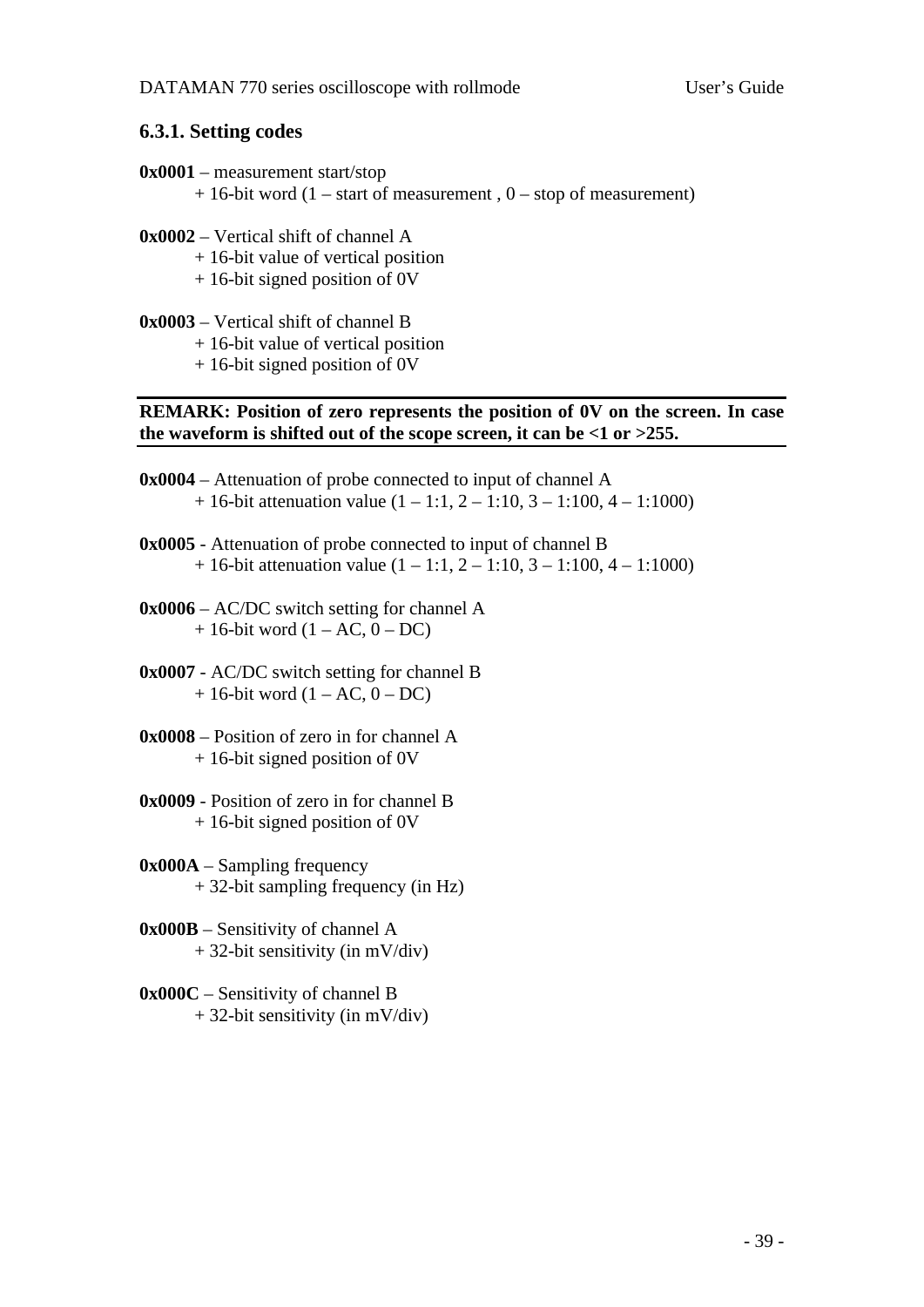### 6.3.1. Setting codes

**0x0001** – measurement start/stop
+ 16-bit word (1 – start of measurement , 0 – stop of measurement)

**0x0002** – Vertical shift of channel A
+ 16-bit value of vertical position
+ 16-bit signed position of 0V

**0x0003** – Vertical shift of channel B
+ 16-bit value of vertical position
+ 16-bit signed position of 0V

---

**REMARK: Position of zero represents the position of 0V on the screen. In case the waveform is shifted out of the scope screen, it can be <1 or >255.**

---

**0x0004** – Attenuation of probe connected to input of channel A
+ 16-bit attenuation value (1 – 1:1, 2 – 1:10, 3 – 1:100, 4 – 1:1000)

**0x0005** - Attenuation of probe connected to input of channel B
+ 16-bit attenuation value (1 – 1:1, 2 – 1:10, 3 – 1:100, 4 – 1:1000)

**0x0006** – AC/DC switch setting for channel A
+ 16-bit word (1 – AC, 0 – DC)

**0x0007** - AC/DC switch setting for channel B
+ 16-bit word (1 – AC, 0 – DC)

**0x0008** – Position of zero in for channel A
+ 16-bit signed position of 0V

**0x0009** - Position of zero in for channel B
+ 16-bit signed position of 0V

**0x000A** – Sampling frequency
+ 32-bit sampling frequency (in Hz)

**0x000B** – Sensitivity of channel A
+ 32-bit sensitivity (in mV/div)

**0x000C** – Sensitivity of channel B
+ 32-bit sensitivity (in mV/div)